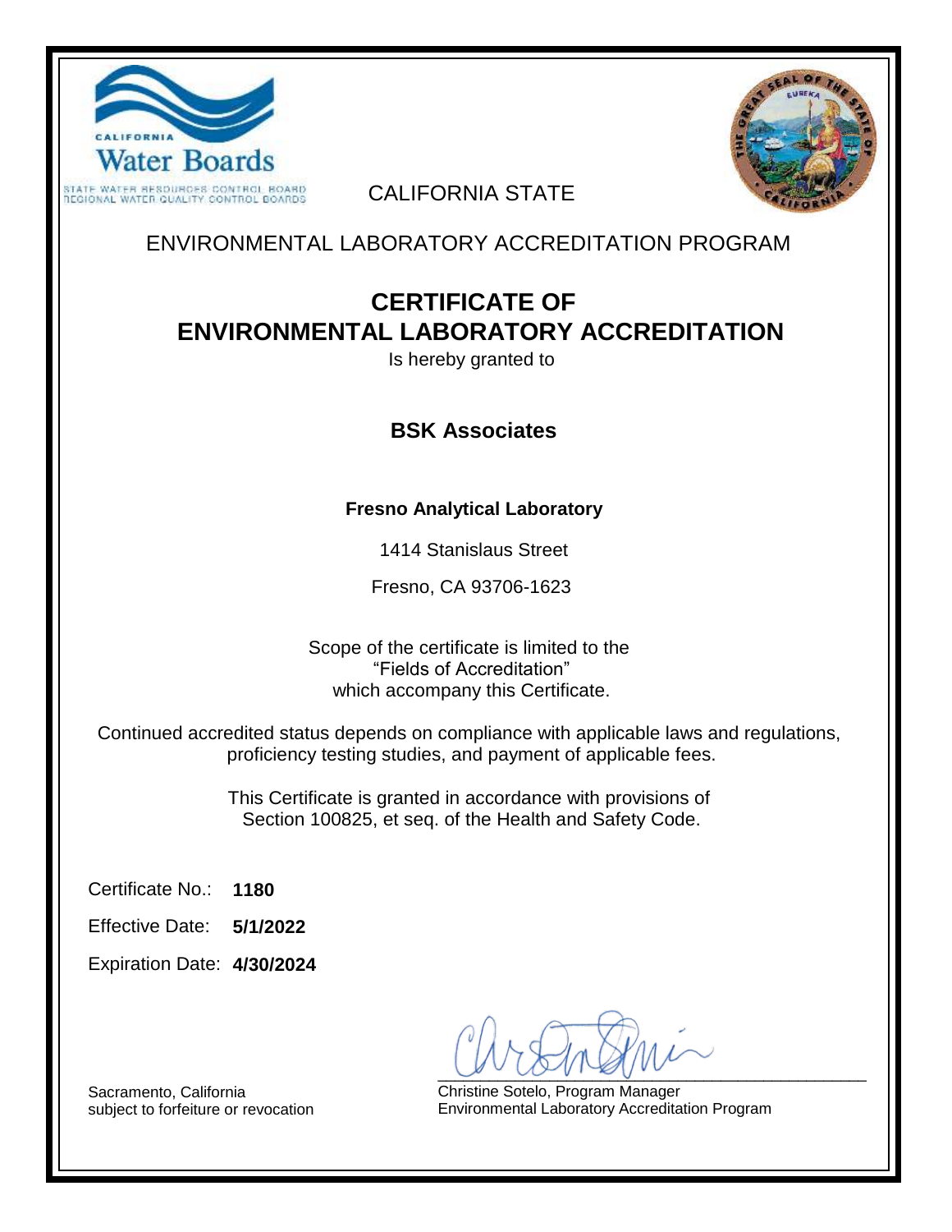CALIFORNIA Water Boards

STATE WATER RESOURCES CONTROL BOARD
REGIONAL WATER QUALITY CONTROL BOARDS

CALIFORNIA STATE

ENVIRONMENTAL LABORATORY ACCREDITATION PROGRAM

# CERTIFICATE OF ENVIRONMENTAL LABORATORY ACCREDITATION

Is hereby granted to

## BSK Associates

**Fresno Analytical Laboratory**

1414 Stanislaus Street

Fresno, CA 93706-1623

Scope of the certificate is limited to the
"Fields of Accreditation"
which accompany this Certificate.

Continued accredited status depends on compliance with applicable laws and regulations, proficiency testing studies, and payment of applicable fees.

This Certificate is granted in accordance with provisions of Section 100825, et seq. of the Health and Safety Code.

Certificate No.: **1180**

Effective Date: **5/1/2022**

Expiration Date: **4/30/2024**

Sacramento, California
subject to forfeiture or revocation

Christine Sotelo, Program Manager
Environmental Laboratory Accreditation Program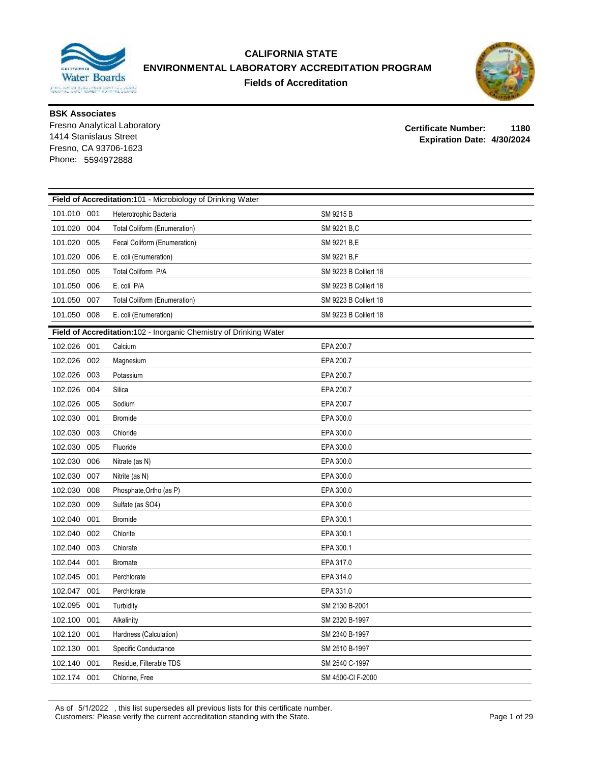# CALIFORNIA STATE
# ENVIRONMENTAL LABORATORY ACCREDITATION PROGRAM
## Fields of Accreditation

**BSK Associates**
Fresno Analytical Laboratory
1414 Stanislaus Street
Fresno, CA 93706-1623
Phone: 5594972888

**Certificate Number: 1180**
**Expiration Date: 4/30/2024**

| **Field of Accreditation:** 101 - Microbiology of Drinking Water | | |
|---|---|---|
| 101.010 001 | Heterotrophic Bacteria | SM 9215 B |
| 101.020 004 | Total Coliform (Enumeration) | SM 9221 B,C |
| 101.020 005 | Fecal Coliform (Enumeration) | SM 9221 B,E |
| 101.020 006 | E. coli (Enumeration) | SM 9221 B,F |
| 101.050 005 | Total Coliform P/A | SM 9223 B Colilert 18 |
| 101.050 006 | E. coli P/A | SM 9223 B Colilert 18 |
| 101.050 007 | Total Coliform (Enumeration) | SM 9223 B Colilert 18 |
| 101.050 008 | E. coli (Enumeration) | SM 9223 B Colilert 18 |

| **Field of Accreditation:** 102 - Inorganic Chemistry of Drinking Water | | |
|---|---|---|
| 102.026 001 | Calcium | EPA 200.7 |
| 102.026 002 | Magnesium | EPA 200.7 |
| 102.026 003 | Potassium | EPA 200.7 |
| 102.026 004 | Silica | EPA 200.7 |
| 102.026 005 | Sodium | EPA 200.7 |
| 102.030 001 | Bromide | EPA 300.0 |
| 102.030 003 | Chloride | EPA 300.0 |
| 102.030 005 | Fluoride | EPA 300.0 |
| 102.030 006 | Nitrate (as N) | EPA 300.0 |
| 102.030 007 | Nitrite (as N) | EPA 300.0 |
| 102.030 008 | Phosphate,Ortho (as P) | EPA 300.0 |
| 102.030 009 | Sulfate (as SO4) | EPA 300.0 |
| 102.040 001 | Bromide | EPA 300.1 |
| 102.040 002 | Chlorite | EPA 300.1 |
| 102.040 003 | Chlorate | EPA 300.1 |
| 102.044 001 | Bromate | EPA 317.0 |
| 102.045 001 | Perchlorate | EPA 314.0 |
| 102.047 001 | Perchlorate | EPA 331.0 |
| 102.095 001 | Turbidity | SM 2130 B-2001 |
| 102.100 001 | Alkalinity | SM 2320 B-1997 |
| 102.120 001 | Hardness (Calculation) | SM 2340 B-1997 |
| 102.130 001 | Specific Conductance | SM 2510 B-1997 |
| 102.140 001 | Residue, Filterable TDS | SM 2540 C-1997 |
| 102.174 001 | Chlorine, Free | SM 4500-Cl F-2000 |

As of 5/1/2022 , this list supersedes all previous lists for this certificate number.
Customers: Please verify the current accreditation standing with the State.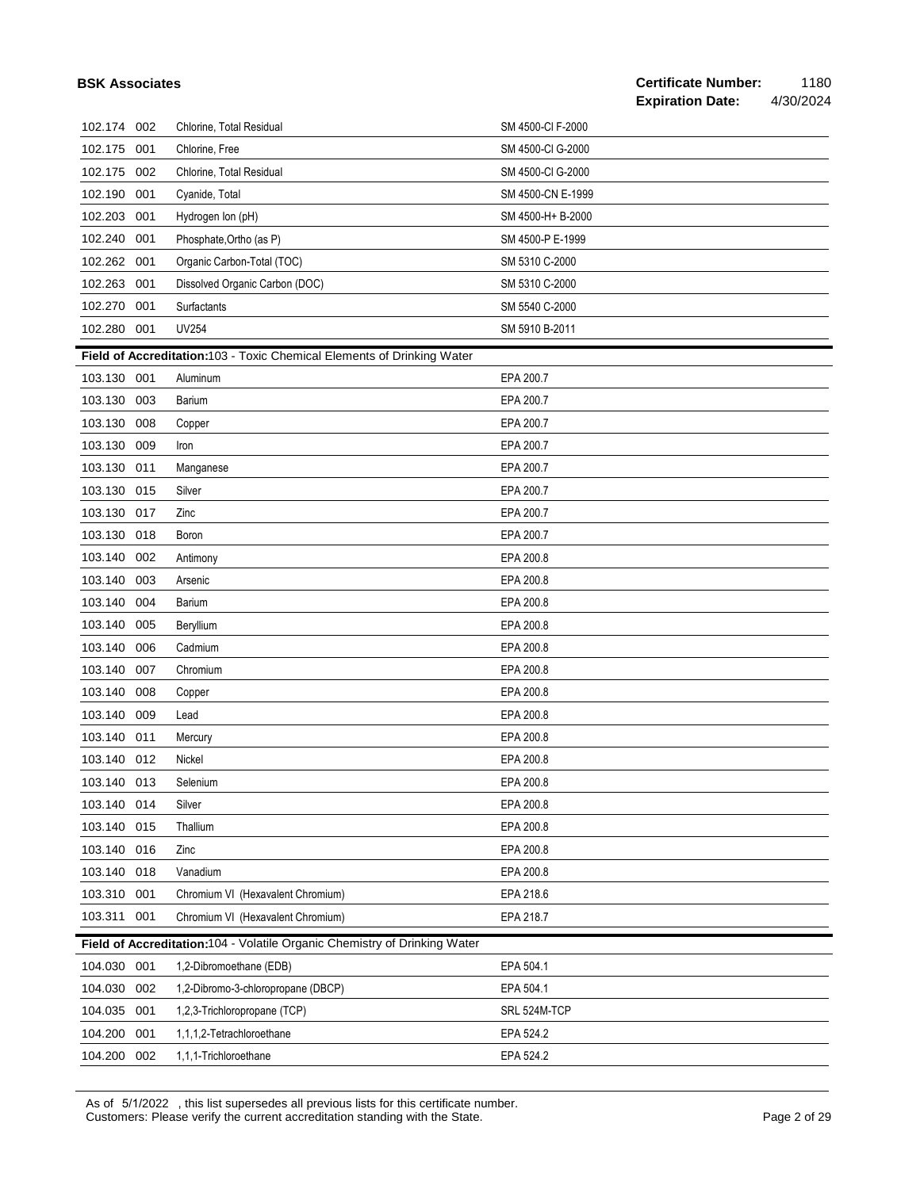| | | | |
|---|---|---|---|
| 102.174 | 002 | Chlorine, Total Residual | SM 4500-Cl F-2000 |
| 102.175 | 001 | Chlorine, Free | SM 4500-Cl G-2000 |
| 102.175 | 002 | Chlorine, Total Residual | SM 4500-Cl G-2000 |
| 102.190 | 001 | Cyanide, Total | SM 4500-CN E-1999 |
| 102.203 | 001 | Hydrogen Ion (pH) | SM 4500-H+ B-2000 |
| 102.240 | 001 | Phosphate,Ortho (as P) | SM 4500-P E-1999 |
| 102.262 | 001 | Organic Carbon-Total (TOC) | SM 5310 C-2000 |
| 102.263 | 001 | Dissolved Organic Carbon (DOC) | SM 5310 C-2000 |
| 102.270 | 001 | Surfactants | SM 5540 C-2000 |
| 102.280 | 001 | UV254 | SM 5910 B-2011 |

**Field of Accreditation:103 - Toxic Chemical Elements of Drinking Water**

| | | | |
|---|---|---|---|
| 103.130 | 001 | Aluminum | EPA 200.7 |
| 103.130 | 003 | Barium | EPA 200.7 |
| 103.130 | 008 | Copper | EPA 200.7 |
| 103.130 | 009 | Iron | EPA 200.7 |
| 103.130 | 011 | Manganese | EPA 200.7 |
| 103.130 | 015 | Silver | EPA 200.7 |
| 103.130 | 017 | Zinc | EPA 200.7 |
| 103.130 | 018 | Boron | EPA 200.7 |
| 103.140 | 002 | Antimony | EPA 200.8 |
| 103.140 | 003 | Arsenic | EPA 200.8 |
| 103.140 | 004 | Barium | EPA 200.8 |
| 103.140 | 005 | Beryllium | EPA 200.8 |
| 103.140 | 006 | Cadmium | EPA 200.8 |
| 103.140 | 007 | Chromium | EPA 200.8 |
| 103.140 | 008 | Copper | EPA 200.8 |
| 103.140 | 009 | Lead | EPA 200.8 |
| 103.140 | 011 | Mercury | EPA 200.8 |
| 103.140 | 012 | Nickel | EPA 200.8 |
| 103.140 | 013 | Selenium | EPA 200.8 |
| 103.140 | 014 | Silver | EPA 200.8 |
| 103.140 | 015 | Thallium | EPA 200.8 |
| 103.140 | 016 | Zinc | EPA 200.8 |
| 103.140 | 018 | Vanadium | EPA 200.8 |
| 103.310 | 001 | Chromium VI (Hexavalent Chromium) | EPA 218.6 |
| 103.311 | 001 | Chromium VI (Hexavalent Chromium) | EPA 218.7 |

**Field of Accreditation:104 - Volatile Organic Chemistry of Drinking Water**

| | | | |
|---|---|---|---|
| 104.030 | 001 | 1,2-Dibromoethane (EDB) | EPA 504.1 |
| 104.030 | 002 | 1,2-Dibromo-3-chloropropane (DBCP) | EPA 504.1 |
| 104.035 | 001 | 1,2,3-Trichloropropane (TCP) | SRL 524M-TCP |
| 104.200 | 001 | 1,1,1,2-Tetrachloroethane | EPA 524.2 |
| 104.200 | 002 | 1,1,1-Trichloroethane | EPA 524.2 |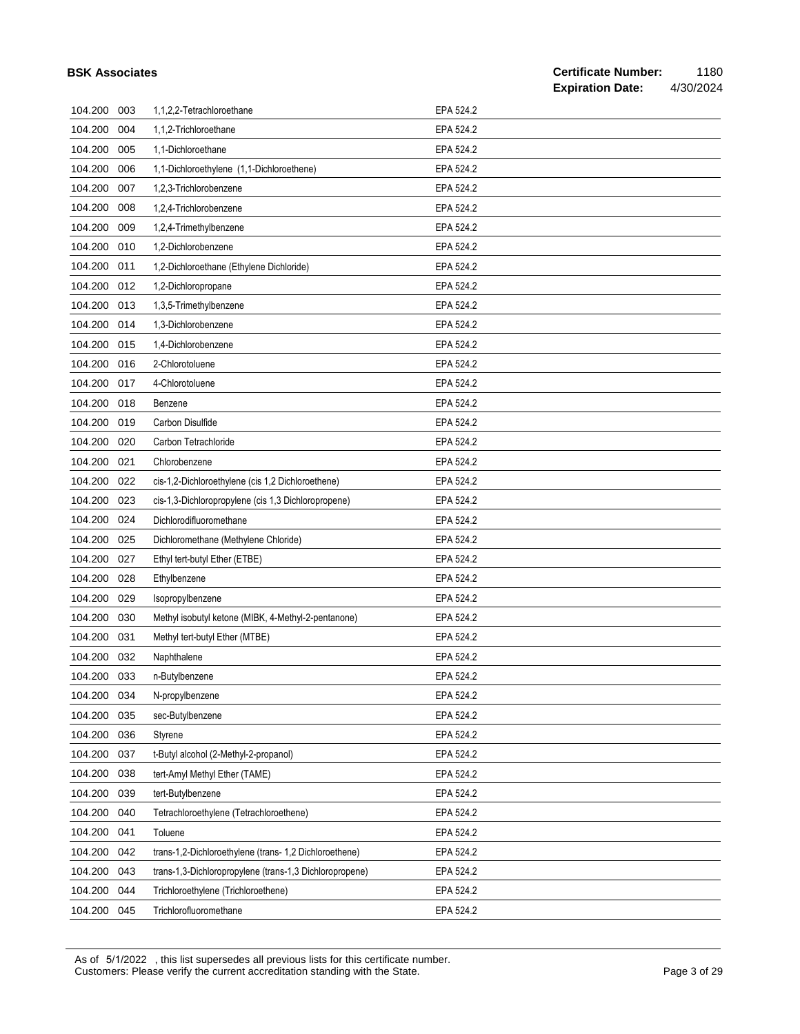| | | | |
|---|---|---|---|
| 104.200 | 003 | 1,1,2,2-Tetrachloroethane | EPA 524.2 |
| 104.200 | 004 | 1,1,2-Trichloroethane | EPA 524.2 |
| 104.200 | 005 | 1,1-Dichloroethane | EPA 524.2 |
| 104.200 | 006 | 1,1-Dichloroethylene (1,1-Dichloroethene) | EPA 524.2 |
| 104.200 | 007 | 1,2,3-Trichlorobenzene | EPA 524.2 |
| 104.200 | 008 | 1,2,4-Trichlorobenzene | EPA 524.2 |
| 104.200 | 009 | 1,2,4-Trimethylbenzene | EPA 524.2 |
| 104.200 | 010 | 1,2-Dichlorobenzene | EPA 524.2 |
| 104.200 | 011 | 1,2-Dichloroethane (Ethylene Dichloride) | EPA 524.2 |
| 104.200 | 012 | 1,2-Dichloropropane | EPA 524.2 |
| 104.200 | 013 | 1,3,5-Trimethylbenzene | EPA 524.2 |
| 104.200 | 014 | 1,3-Dichlorobenzene | EPA 524.2 |
| 104.200 | 015 | 1,4-Dichlorobenzene | EPA 524.2 |
| 104.200 | 016 | 2-Chlorotoluene | EPA 524.2 |
| 104.200 | 017 | 4-Chlorotoluene | EPA 524.2 |
| 104.200 | 018 | Benzene | EPA 524.2 |
| 104.200 | 019 | Carbon Disulfide | EPA 524.2 |
| 104.200 | 020 | Carbon Tetrachloride | EPA 524.2 |
| 104.200 | 021 | Chlorobenzene | EPA 524.2 |
| 104.200 | 022 | cis-1,2-Dichloroethylene (cis 1,2 Dichloroethene) | EPA 524.2 |
| 104.200 | 023 | cis-1,3-Dichloropropylene (cis 1,3 Dichloropropene) | EPA 524.2 |
| 104.200 | 024 | Dichlorodifluoromethane | EPA 524.2 |
| 104.200 | 025 | Dichloromethane (Methylene Chloride) | EPA 524.2 |
| 104.200 | 027 | Ethyl tert-butyl Ether (ETBE) | EPA 524.2 |
| 104.200 | 028 | Ethylbenzene | EPA 524.2 |
| 104.200 | 029 | Isopropylbenzene | EPA 524.2 |
| 104.200 | 030 | Methyl isobutyl ketone (MIBK, 4-Methyl-2-pentanone) | EPA 524.2 |
| 104.200 | 031 | Methyl tert-butyl Ether (MTBE) | EPA 524.2 |
| 104.200 | 032 | Naphthalene | EPA 524.2 |
| 104.200 | 033 | n-Butylbenzene | EPA 524.2 |
| 104.200 | 034 | N-propylbenzene | EPA 524.2 |
| 104.200 | 035 | sec-Butylbenzene | EPA 524.2 |
| 104.200 | 036 | Styrene | EPA 524.2 |
| 104.200 | 037 | t-Butyl alcohol (2-Methyl-2-propanol) | EPA 524.2 |
| 104.200 | 038 | tert-Amyl Methyl Ether (TAME) | EPA 524.2 |
| 104.200 | 039 | tert-Butylbenzene | EPA 524.2 |
| 104.200 | 040 | Tetrachloroethylene (Tetrachloroethene) | EPA 524.2 |
| 104.200 | 041 | Toluene | EPA 524.2 |
| 104.200 | 042 | trans-1,2-Dichloroethylene (trans- 1,2 Dichloroethene) | EPA 524.2 |
| 104.200 | 043 | trans-1,3-Dichloropropylene (trans-1,3 Dichloropropene) | EPA 524.2 |
| 104.200 | 044 | Trichloroethylene (Trichloroethene) | EPA 524.2 |
| 104.200 | 045 | Trichlorofluoromethane | EPA 524.2 |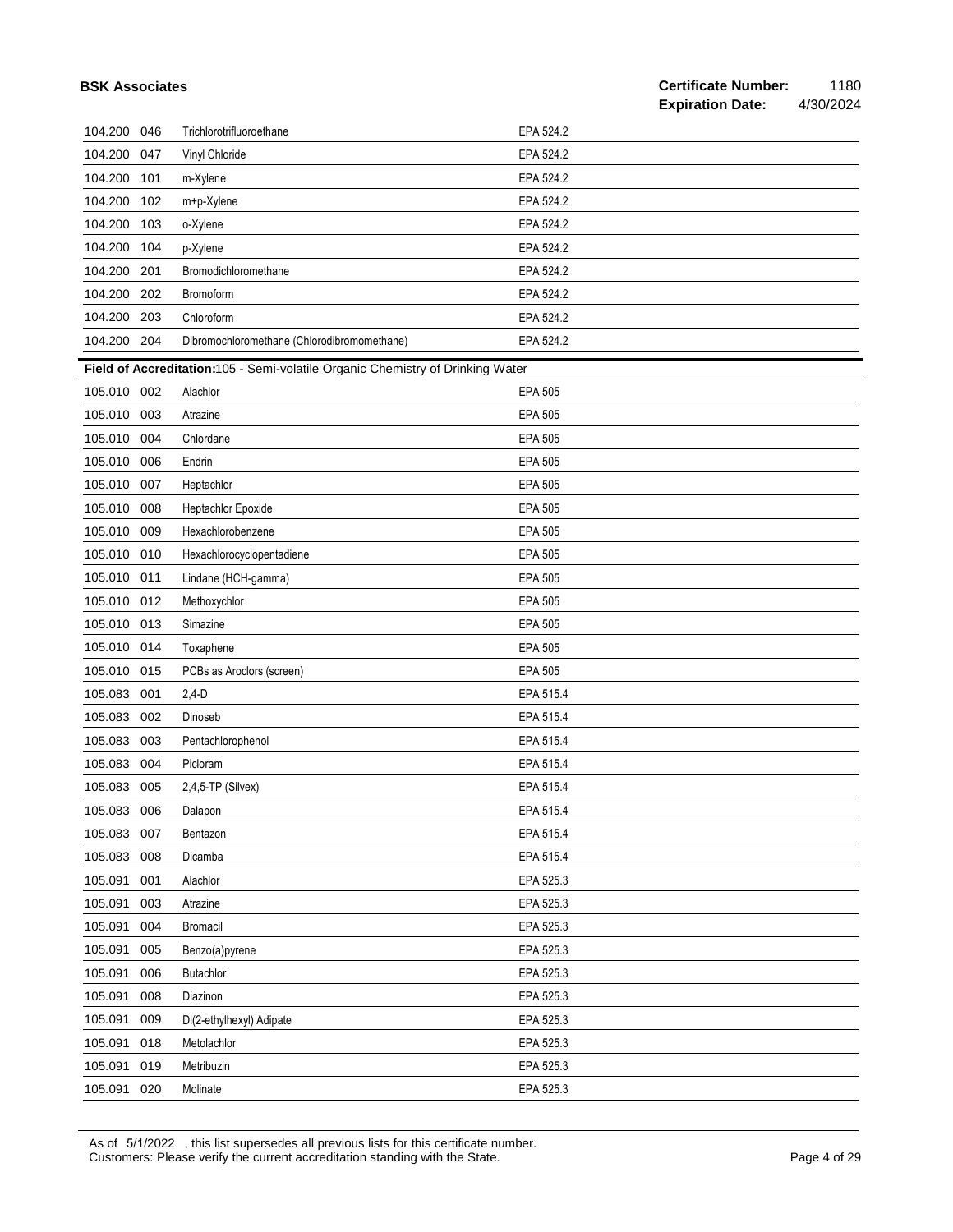| | | | |
|---|---|---|---|
| 104.200 | 046 | Trichlorotrifluoroethane | EPA 524.2 |
| 104.200 | 047 | Vinyl Chloride | EPA 524.2 |
| 104.200 | 101 | m-Xylene | EPA 524.2 |
| 104.200 | 102 | m+p-Xylene | EPA 524.2 |
| 104.200 | 103 | o-Xylene | EPA 524.2 |
| 104.200 | 104 | p-Xylene | EPA 524.2 |
| 104.200 | 201 | Bromodichloromethane | EPA 524.2 |
| 104.200 | 202 | Bromoform | EPA 524.2 |
| 104.200 | 203 | Chloroform | EPA 524.2 |
| 104.200 | 204 | Dibromochloromethane (Chlorodibromomethane) | EPA 524.2 |

**Field of Accreditation:105 - Semi-volatile Organic Chemistry of Drinking Water**

| | | | |
|---|---|---|---|
| 105.010 | 002 | Alachlor | EPA 505 |
| 105.010 | 003 | Atrazine | EPA 505 |
| 105.010 | 004 | Chlordane | EPA 505 |
| 105.010 | 006 | Endrin | EPA 505 |
| 105.010 | 007 | Heptachlor | EPA 505 |
| 105.010 | 008 | Heptachlor Epoxide | EPA 505 |
| 105.010 | 009 | Hexachlorobenzene | EPA 505 |
| 105.010 | 010 | Hexachlorocyclopentadiene | EPA 505 |
| 105.010 | 011 | Lindane (HCH-gamma) | EPA 505 |
| 105.010 | 012 | Methoxychlor | EPA 505 |
| 105.010 | 013 | Simazine | EPA 505 |
| 105.010 | 014 | Toxaphene | EPA 505 |
| 105.010 | 015 | PCBs as Aroclors (screen) | EPA 505 |
| 105.083 | 001 | 2,4-D | EPA 515.4 |
| 105.083 | 002 | Dinoseb | EPA 515.4 |
| 105.083 | 003 | Pentachlorophenol | EPA 515.4 |
| 105.083 | 004 | Picloram | EPA 515.4 |
| 105.083 | 005 | 2,4,5-TP (Silvex) | EPA 515.4 |
| 105.083 | 006 | Dalapon | EPA 515.4 |
| 105.083 | 007 | Bentazon | EPA 515.4 |
| 105.083 | 008 | Dicamba | EPA 515.4 |
| 105.091 | 001 | Alachlor | EPA 525.3 |
| 105.091 | 003 | Atrazine | EPA 525.3 |
| 105.091 | 004 | Bromacil | EPA 525.3 |
| 105.091 | 005 | Benzo(a)pyrene | EPA 525.3 |
| 105.091 | 006 | Butachlor | EPA 525.3 |
| 105.091 | 008 | Diazinon | EPA 525.3 |
| 105.091 | 009 | Di(2-ethylhexyl) Adipate | EPA 525.3 |
| 105.091 | 018 | Metolachlor | EPA 525.3 |
| 105.091 | 019 | Metribuzin | EPA 525.3 |
| 105.091 | 020 | Molinate | EPA 525.3 |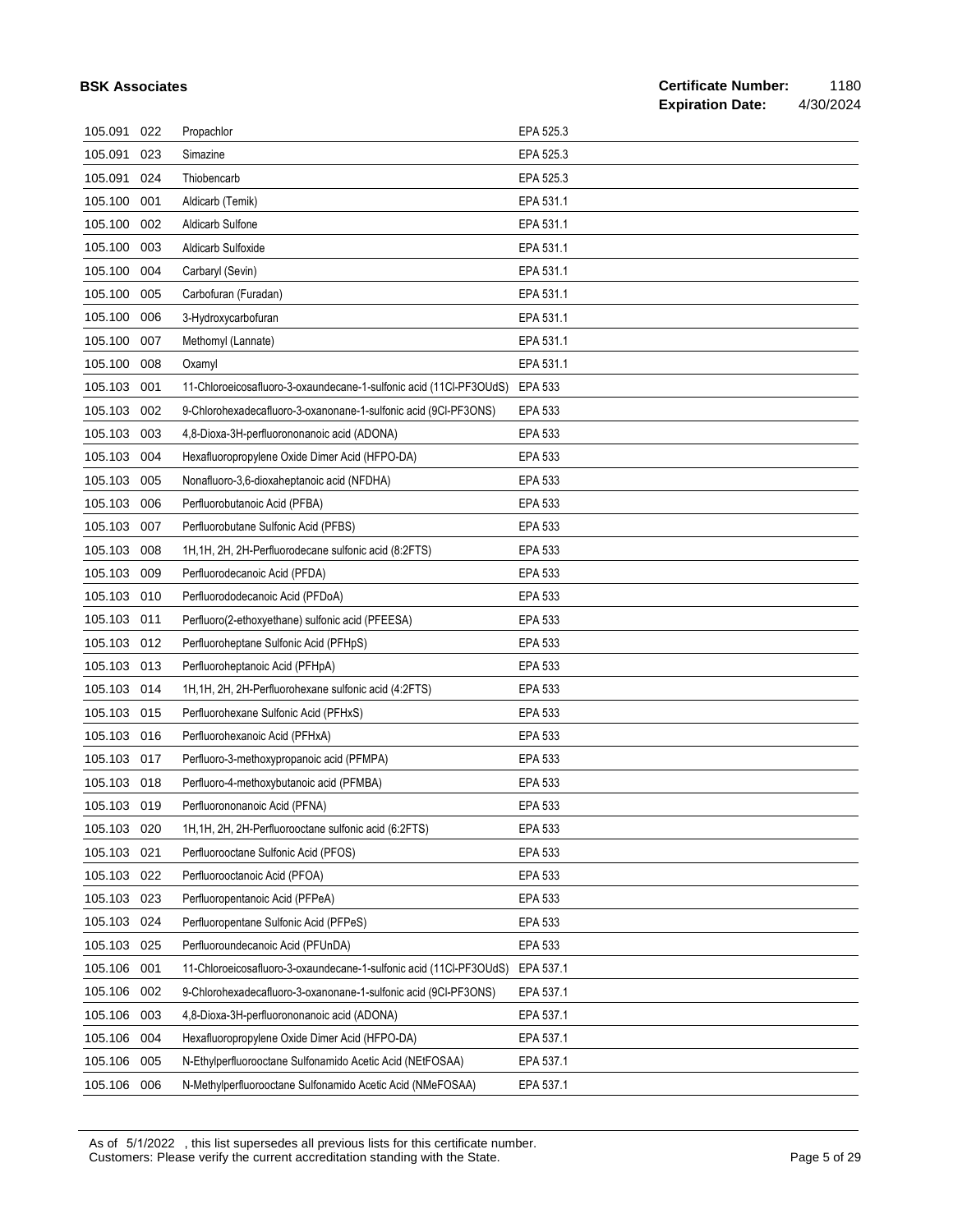| | | | |
|---|---|---|---|
| 105.091 | 022 | Propachlor | EPA 525.3 |
| 105.091 | 023 | Simazine | EPA 525.3 |
| 105.091 | 024 | Thiobencarb | EPA 525.3 |
| 105.100 | 001 | Aldicarb (Temik) | EPA 531.1 |
| 105.100 | 002 | Aldicarb Sulfone | EPA 531.1 |
| 105.100 | 003 | Aldicarb Sulfoxide | EPA 531.1 |
| 105.100 | 004 | Carbaryl (Sevin) | EPA 531.1 |
| 105.100 | 005 | Carbofuran (Furadan) | EPA 531.1 |
| 105.100 | 006 | 3-Hydroxycarbofuran | EPA 531.1 |
| 105.100 | 007 | Methomyl (Lannate) | EPA 531.1 |
| 105.100 | 008 | Oxamyl | EPA 531.1 |
| 105.103 | 001 | 11-Chloroeicosafluoro-3-oxaundecane-1-sulfonic acid (11Cl-PF3OUdS) | EPA 533 |
| 105.103 | 002 | 9-Chlorohexadecafluoro-3-oxanonane-1-sulfonic acid (9Cl-PF3ONS) | EPA 533 |
| 105.103 | 003 | 4,8-Dioxa-3H-perfluorononanoic acid (ADONA) | EPA 533 |
| 105.103 | 004 | Hexafluoropropylene Oxide Dimer Acid (HFPO-DA) | EPA 533 |
| 105.103 | 005 | Nonafluoro-3,6-dioxaheptanoic acid (NFDHA) | EPA 533 |
| 105.103 | 006 | Perfluorobutanoic Acid (PFBA) | EPA 533 |
| 105.103 | 007 | Perfluorobutane Sulfonic Acid (PFBS) | EPA 533 |
| 105.103 | 008 | 1H,1H, 2H, 2H-Perfluorodecane sulfonic acid (8:2FTS) | EPA 533 |
| 105.103 | 009 | Perfluorodecanoic Acid (PFDA) | EPA 533 |
| 105.103 | 010 | Perfluorododecanoic Acid (PFDoA) | EPA 533 |
| 105.103 | 011 | Perfluoro(2-ethoxyethane) sulfonic acid (PFEESA) | EPA 533 |
| 105.103 | 012 | Perfluoroheptane Sulfonic Acid (PFHpS) | EPA 533 |
| 105.103 | 013 | Perfluoroheptanoic Acid (PFHpA) | EPA 533 |
| 105.103 | 014 | 1H,1H, 2H, 2H-Perfluorohexane sulfonic acid (4:2FTS) | EPA 533 |
| 105.103 | 015 | Perfluorohexane Sulfonic Acid (PFHxS) | EPA 533 |
| 105.103 | 016 | Perfluorohexanoic Acid (PFHxA) | EPA 533 |
| 105.103 | 017 | Perfluoro-3-methoxypropanoic acid (PFMPA) | EPA 533 |
| 105.103 | 018 | Perfluoro-4-methoxybutanoic acid (PFMBA) | EPA 533 |
| 105.103 | 019 | Perfluorononanoic Acid (PFNA) | EPA 533 |
| 105.103 | 020 | 1H,1H, 2H, 2H-Perfluorooctane sulfonic acid (6:2FTS) | EPA 533 |
| 105.103 | 021 | Perfluorooctane Sulfonic Acid (PFOS) | EPA 533 |
| 105.103 | 022 | Perfluorooctanoic Acid (PFOA) | EPA 533 |
| 105.103 | 023 | Perfluoropentanoic Acid (PFPeA) | EPA 533 |
| 105.103 | 024 | Perfluoropentane Sulfonic Acid (PFPeS) | EPA 533 |
| 105.103 | 025 | Perfluoroundecanoic Acid (PFUnDA) | EPA 533 |
| 105.106 | 001 | 11-Chloroeicosafluoro-3-oxaundecane-1-sulfonic acid (11Cl-PF3OUdS) | EPA 537.1 |
| 105.106 | 002 | 9-Chlorohexadecafluoro-3-oxanonane-1-sulfonic acid (9Cl-PF3ONS) | EPA 537.1 |
| 105.106 | 003 | 4,8-Dioxa-3H-perfluorononanoic acid (ADONA) | EPA 537.1 |
| 105.106 | 004 | Hexafluoropropylene Oxide Dimer Acid (HFPO-DA) | EPA 537.1 |
| 105.106 | 005 | N-Ethylperfluorooctane Sulfonamido Acetic Acid (NEtFOSAA) | EPA 537.1 |
| 105.106 | 006 | N-Methylperfluorooctane Sulfonamido Acetic Acid (NMeFOSAA) | EPA 537.1 |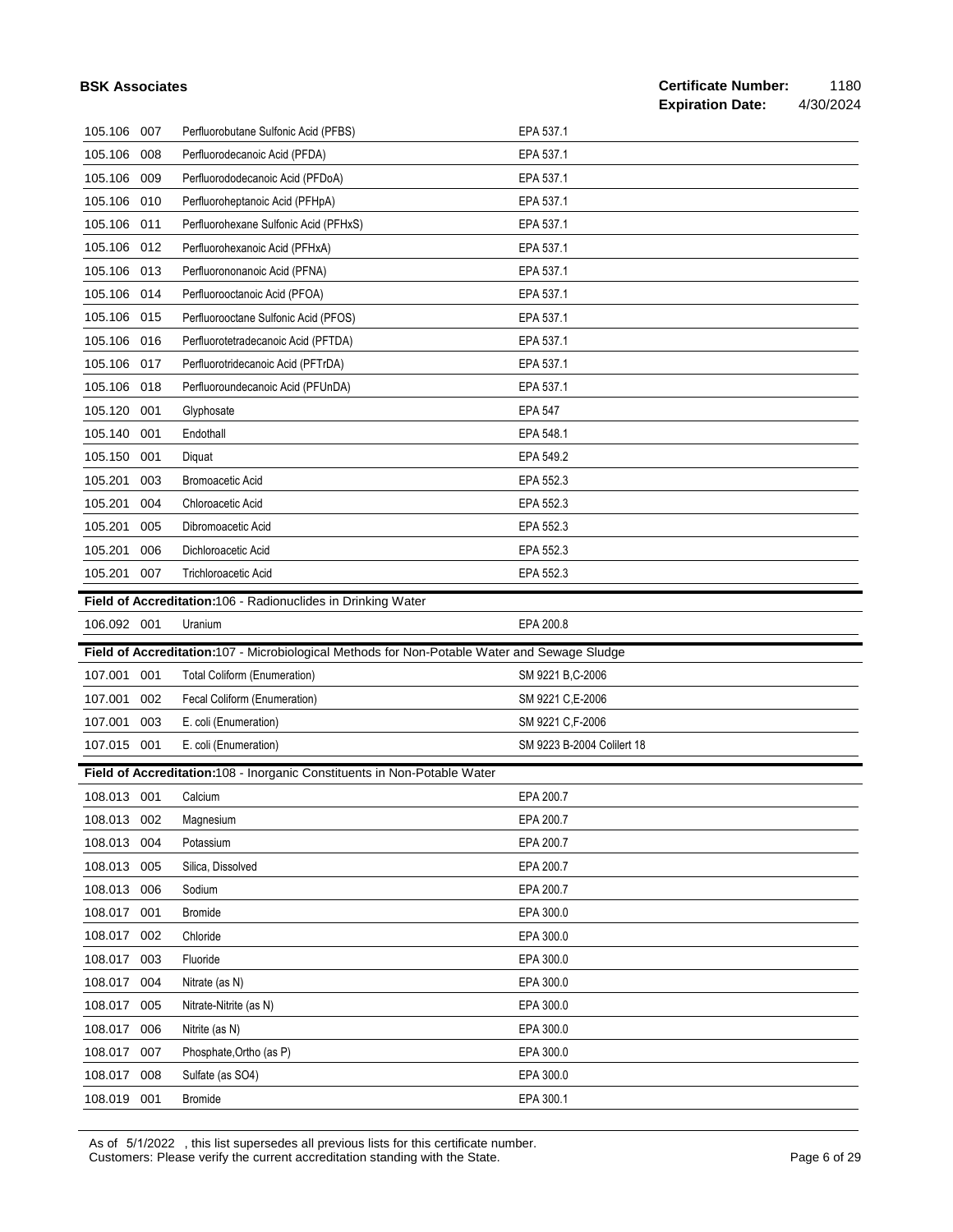| | | | |
|---|---|---|---|
| 105.106 | 007 | Perfluorobutane Sulfonic Acid (PFBS) | EPA 537.1 |
| 105.106 | 008 | Perfluorodecanoic Acid (PFDA) | EPA 537.1 |
| 105.106 | 009 | Perfluorododecanoic Acid (PFDoA) | EPA 537.1 |
| 105.106 | 010 | Perfluoroheptanoic Acid (PFHpA) | EPA 537.1 |
| 105.106 | 011 | Perfluorohexane Sulfonic Acid (PFHxS) | EPA 537.1 |
| 105.106 | 012 | Perfluorohexanoic Acid (PFHxA) | EPA 537.1 |
| 105.106 | 013 | Perfluorononanoic Acid (PFNA) | EPA 537.1 |
| 105.106 | 014 | Perfluorooctanoic Acid (PFOA) | EPA 537.1 |
| 105.106 | 015 | Perfluorooctane Sulfonic Acid (PFOS) | EPA 537.1 |
| 105.106 | 016 | Perfluorotetradecanoic Acid (PFTDA) | EPA 537.1 |
| 105.106 | 017 | Perfluorotridecanoic Acid (PFTrDA) | EPA 537.1 |
| 105.106 | 018 | Perfluoroundecanoic Acid (PFUnDA) | EPA 537.1 |
| 105.120 | 001 | Glyphosate | EPA 547 |
| 105.140 | 001 | Endothall | EPA 548.1 |
| 105.150 | 001 | Diquat | EPA 549.2 |
| 105.201 | 003 | Bromoacetic Acid | EPA 552.3 |
| 105.201 | 004 | Chloroacetic Acid | EPA 552.3 |
| 105.201 | 005 | Dibromoacetic Acid | EPA 552.3 |
| 105.201 | 006 | Dichloroacetic Acid | EPA 552.3 |
| 105.201 | 007 | Trichloroacetic Acid | EPA 552.3 |

**Field of Accreditation:**106 - Radionuclides in Drinking Water

| | | | |
|---|---|---|---|
| 106.092 | 001 | Uranium | EPA 200.8 |

**Field of Accreditation:**107 - Microbiological Methods for Non-Potable Water and Sewage Sludge

| | | | |
|---|---|---|---|
| 107.001 | 001 | Total Coliform (Enumeration) | SM 9221 B,C-2006 |
| 107.001 | 002 | Fecal Coliform (Enumeration) | SM 9221 C,E-2006 |
| 107.001 | 003 | E. coli (Enumeration) | SM 9221 C,F-2006 |
| 107.015 | 001 | E. coli (Enumeration) | SM 9223 B-2004 Colilert 18 |

**Field of Accreditation:**108 - Inorganic Constituents in Non-Potable Water

| | | | |
|---|---|---|---|
| 108.013 | 001 | Calcium | EPA 200.7 |
| 108.013 | 002 | Magnesium | EPA 200.7 |
| 108.013 | 004 | Potassium | EPA 200.7 |
| 108.013 | 005 | Silica, Dissolved | EPA 200.7 |
| 108.013 | 006 | Sodium | EPA 200.7 |
| 108.017 | 001 | Bromide | EPA 300.0 |
| 108.017 | 002 | Chloride | EPA 300.0 |
| 108.017 | 003 | Fluoride | EPA 300.0 |
| 108.017 | 004 | Nitrate (as N) | EPA 300.0 |
| 108.017 | 005 | Nitrate-Nitrite (as N) | EPA 300.0 |
| 108.017 | 006 | Nitrite (as N) | EPA 300.0 |
| 108.017 | 007 | Phosphate,Ortho (as P) | EPA 300.0 |
| 108.017 | 008 | Sulfate (as SO4) | EPA 300.0 |
| 108.019 | 001 | Bromide | EPA 300.1 |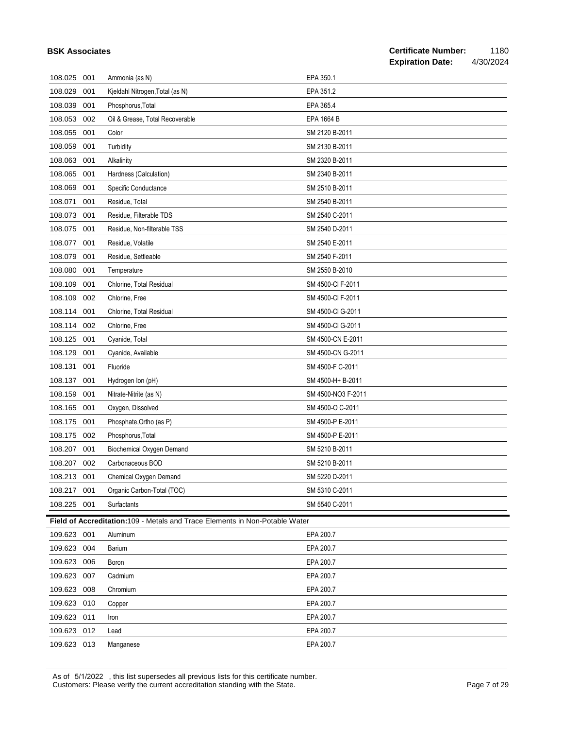| | | | |
|---|---|---|---|
| 108.025 | 001 | Ammonia (as N) | EPA 350.1 |
| 108.029 | 001 | Kjeldahl Nitrogen,Total (as N) | EPA 351.2 |
| 108.039 | 001 | Phosphorus,Total | EPA 365.4 |
| 108.053 | 002 | Oil & Grease, Total Recoverable | EPA 1664 B |
| 108.055 | 001 | Color | SM 2120 B-2011 |
| 108.059 | 001 | Turbidity | SM 2130 B-2011 |
| 108.063 | 001 | Alkalinity | SM 2320 B-2011 |
| 108.065 | 001 | Hardness (Calculation) | SM 2340 B-2011 |
| 108.069 | 001 | Specific Conductance | SM 2510 B-2011 |
| 108.071 | 001 | Residue, Total | SM 2540 B-2011 |
| 108.073 | 001 | Residue, Filterable TDS | SM 2540 C-2011 |
| 108.075 | 001 | Residue, Non-filterable TSS | SM 2540 D-2011 |
| 108.077 | 001 | Residue, Volatile | SM 2540 E-2011 |
| 108.079 | 001 | Residue, Settleable | SM 2540 F-2011 |
| 108.080 | 001 | Temperature | SM 2550 B-2010 |
| 108.109 | 001 | Chlorine, Total Residual | SM 4500-Cl F-2011 |
| 108.109 | 002 | Chlorine, Free | SM 4500-Cl F-2011 |
| 108.114 | 001 | Chlorine, Total Residual | SM 4500-Cl G-2011 |
| 108.114 | 002 | Chlorine, Free | SM 4500-Cl G-2011 |
| 108.125 | 001 | Cyanide, Total | SM 4500-CN E-2011 |
| 108.129 | 001 | Cyanide, Available | SM 4500-CN G-2011 |
| 108.131 | 001 | Fluoride | SM 4500-F C-2011 |
| 108.137 | 001 | Hydrogen Ion (pH) | SM 4500-H+ B-2011 |
| 108.159 | 001 | Nitrate-Nitrite (as N) | SM 4500-NO3 F-2011 |
| 108.165 | 001 | Oxygen, Dissolved | SM 4500-O C-2011 |
| 108.175 | 001 | Phosphate,Ortho (as P) | SM 4500-P E-2011 |
| 108.175 | 002 | Phosphorus,Total | SM 4500-P E-2011 |
| 108.207 | 001 | Biochemical Oxygen Demand | SM 5210 B-2011 |
| 108.207 | 002 | Carbonaceous BOD | SM 5210 B-2011 |
| 108.213 | 001 | Chemical Oxygen Demand | SM 5220 D-2011 |
| 108.217 | 001 | Organic Carbon-Total (TOC) | SM 5310 C-2011 |
| 108.225 | 001 | Surfactants | SM 5540 C-2011 |

**Field of Accreditation:109 - Metals and Trace Elements in Non-Potable Water**

| | | | |
|---|---|---|---|
| 109.623 | 001 | Aluminum | EPA 200.7 |
| 109.623 | 004 | Barium | EPA 200.7 |
| 109.623 | 006 | Boron | EPA 200.7 |
| 109.623 | 007 | Cadmium | EPA 200.7 |
| 109.623 | 008 | Chromium | EPA 200.7 |
| 109.623 | 010 | Copper | EPA 200.7 |
| 109.623 | 011 | Iron | EPA 200.7 |
| 109.623 | 012 | Lead | EPA 200.7 |
| 109.623 | 013 | Manganese | EPA 200.7 |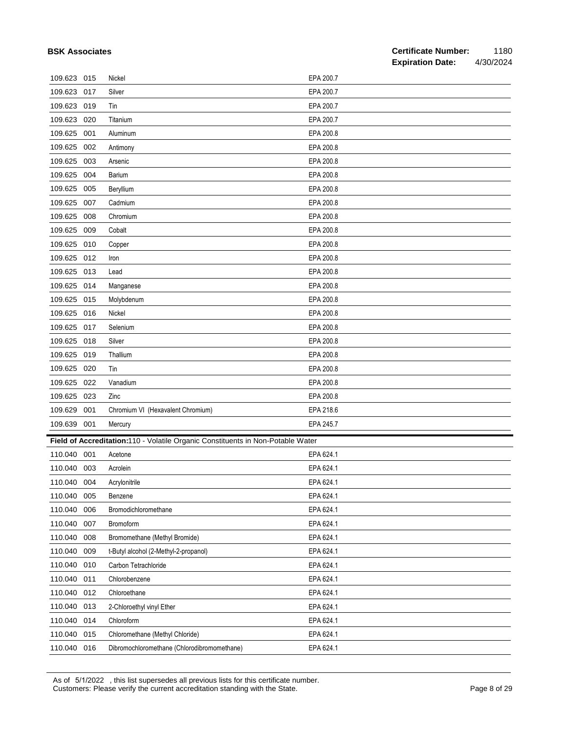| | | | |
|---|---|---|---|
| 109.623 | 015 | Nickel | EPA 200.7 |
| 109.623 | 017 | Silver | EPA 200.7 |
| 109.623 | 019 | Tin | EPA 200.7 |
| 109.623 | 020 | Titanium | EPA 200.7 |
| 109.625 | 001 | Aluminum | EPA 200.8 |
| 109.625 | 002 | Antimony | EPA 200.8 |
| 109.625 | 003 | Arsenic | EPA 200.8 |
| 109.625 | 004 | Barium | EPA 200.8 |
| 109.625 | 005 | Beryllium | EPA 200.8 |
| 109.625 | 007 | Cadmium | EPA 200.8 |
| 109.625 | 008 | Chromium | EPA 200.8 |
| 109.625 | 009 | Cobalt | EPA 200.8 |
| 109.625 | 010 | Copper | EPA 200.8 |
| 109.625 | 012 | Iron | EPA 200.8 |
| 109.625 | 013 | Lead | EPA 200.8 |
| 109.625 | 014 | Manganese | EPA 200.8 |
| 109.625 | 015 | Molybdenum | EPA 200.8 |
| 109.625 | 016 | Nickel | EPA 200.8 |
| 109.625 | 017 | Selenium | EPA 200.8 |
| 109.625 | 018 | Silver | EPA 200.8 |
| 109.625 | 019 | Thallium | EPA 200.8 |
| 109.625 | 020 | Tin | EPA 200.8 |
| 109.625 | 022 | Vanadium | EPA 200.8 |
| 109.625 | 023 | Zinc | EPA 200.8 |
| 109.629 | 001 | Chromium VI (Hexavalent Chromium) | EPA 218.6 |
| 109.639 | 001 | Mercury | EPA 245.7 |

**Field of Accreditation:** 110 - Volatile Organic Constituents in Non-Potable Water

| | | | |
|---|---|---|---|
| 110.040 | 001 | Acetone | EPA 624.1 |
| 110.040 | 003 | Acrolein | EPA 624.1 |
| 110.040 | 004 | Acrylonitrile | EPA 624.1 |
| 110.040 | 005 | Benzene | EPA 624.1 |
| 110.040 | 006 | Bromodichloromethane | EPA 624.1 |
| 110.040 | 007 | Bromoform | EPA 624.1 |
| 110.040 | 008 | Bromomethane (Methyl Bromide) | EPA 624.1 |
| 110.040 | 009 | t-Butyl alcohol (2-Methyl-2-propanol) | EPA 624.1 |
| 110.040 | 010 | Carbon Tetrachloride | EPA 624.1 |
| 110.040 | 011 | Chlorobenzene | EPA 624.1 |
| 110.040 | 012 | Chloroethane | EPA 624.1 |
| 110.040 | 013 | 2-Chloroethyl vinyl Ether | EPA 624.1 |
| 110.040 | 014 | Chloroform | EPA 624.1 |
| 110.040 | 015 | Chloromethane (Methyl Chloride) | EPA 624.1 |
| 110.040 | 016 | Dibromochloromethane (Chlorodibromomethane) | EPA 624.1 |

As of 5/1/2022 , this list supersedes all previous lists for this certificate number.
Customers: Please verify the current accreditation standing with the State.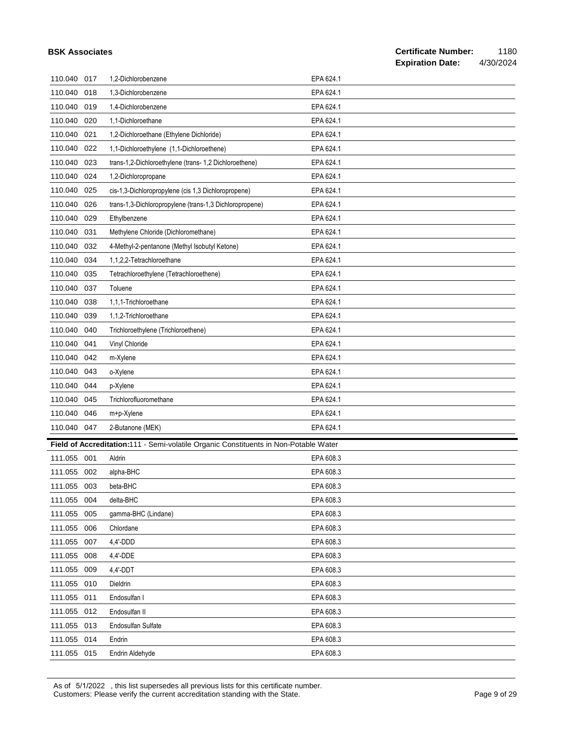**BSK Associates** — **Certificate Number:** 1180 — **Expiration Date:** 4/30/2024

| Code | | Analyte | Method |
|---|---|---|---|
| 110.040 | 017 | 1,2-Dichlorobenzene | EPA 624.1 |
| 110.040 | 018 | 1,3-Dichlorobenzene | EPA 624.1 |
| 110.040 | 019 | 1,4-Dichlorobenzene | EPA 624.1 |
| 110.040 | 020 | 1,1-Dichloroethane | EPA 624.1 |
| 110.040 | 021 | 1,2-Dichloroethane (Ethylene Dichloride) | EPA 624.1 |
| 110.040 | 022 | 1,1-Dichloroethylene (1,1-Dichloroethene) | EPA 624.1 |
| 110.040 | 023 | trans-1,2-Dichloroethylene (trans- 1,2 Dichloroethene) | EPA 624.1 |
| 110.040 | 024 | 1,2-Dichloropropane | EPA 624.1 |
| 110.040 | 025 | cis-1,3-Dichloropropylene (cis 1,3 Dichloropropene) | EPA 624.1 |
| 110.040 | 026 | trans-1,3-Dichloropropylene (trans-1,3 Dichloropropene) | EPA 624.1 |
| 110.040 | 029 | Ethylbenzene | EPA 624.1 |
| 110.040 | 031 | Methylene Chloride (Dichloromethane) | EPA 624.1 |
| 110.040 | 032 | 4-Methyl-2-pentanone (Methyl Isobutyl Ketone) | EPA 624.1 |
| 110.040 | 034 | 1,1,2,2-Tetrachloroethane | EPA 624.1 |
| 110.040 | 035 | Tetrachloroethylene (Tetrachloroethene) | EPA 624.1 |
| 110.040 | 037 | Toluene | EPA 624.1 |
| 110.040 | 038 | 1,1,1-Trichloroethane | EPA 624.1 |
| 110.040 | 039 | 1,1,2-Trichloroethane | EPA 624.1 |
| 110.040 | 040 | Trichloroethylene (Trichloroethene) | EPA 624.1 |
| 110.040 | 041 | Vinyl Chloride | EPA 624.1 |
| 110.040 | 042 | m-Xylene | EPA 624.1 |
| 110.040 | 043 | o-Xylene | EPA 624.1 |
| 110.040 | 044 | p-Xylene | EPA 624.1 |
| 110.040 | 045 | Trichlorofluoromethane | EPA 624.1 |
| 110.040 | 046 | m+p-Xylene | EPA 624.1 |
| 110.040 | 047 | 2-Butanone (MEK) | EPA 624.1 |

**Field of Accreditation:**111 - Semi-volatile Organic Constituents in Non-Potable Water

| Code | | Analyte | Method |
|---|---|---|---|
| 111.055 | 001 | Aldrin | EPA 608.3 |
| 111.055 | 002 | alpha-BHC | EPA 608.3 |
| 111.055 | 003 | beta-BHC | EPA 608.3 |
| 111.055 | 004 | delta-BHC | EPA 608.3 |
| 111.055 | 005 | gamma-BHC (Lindane) | EPA 608.3 |
| 111.055 | 006 | Chlordane | EPA 608.3 |
| 111.055 | 007 | 4,4'-DDD | EPA 608.3 |
| 111.055 | 008 | 4,4'-DDE | EPA 608.3 |
| 111.055 | 009 | 4,4'-DDT | EPA 608.3 |
| 111.055 | 010 | Dieldrin | EPA 608.3 |
| 111.055 | 011 | Endosulfan I | EPA 608.3 |
| 111.055 | 012 | Endosulfan II | EPA 608.3 |
| 111.055 | 013 | Endosulfan Sulfate | EPA 608.3 |
| 111.055 | 014 | Endrin | EPA 608.3 |
| 111.055 | 015 | Endrin Aldehyde | EPA 608.3 |

As of 5/1/2022 , this list supersedes all previous lists for this certificate number.
Customers: Please verify the current accreditation standing with the State.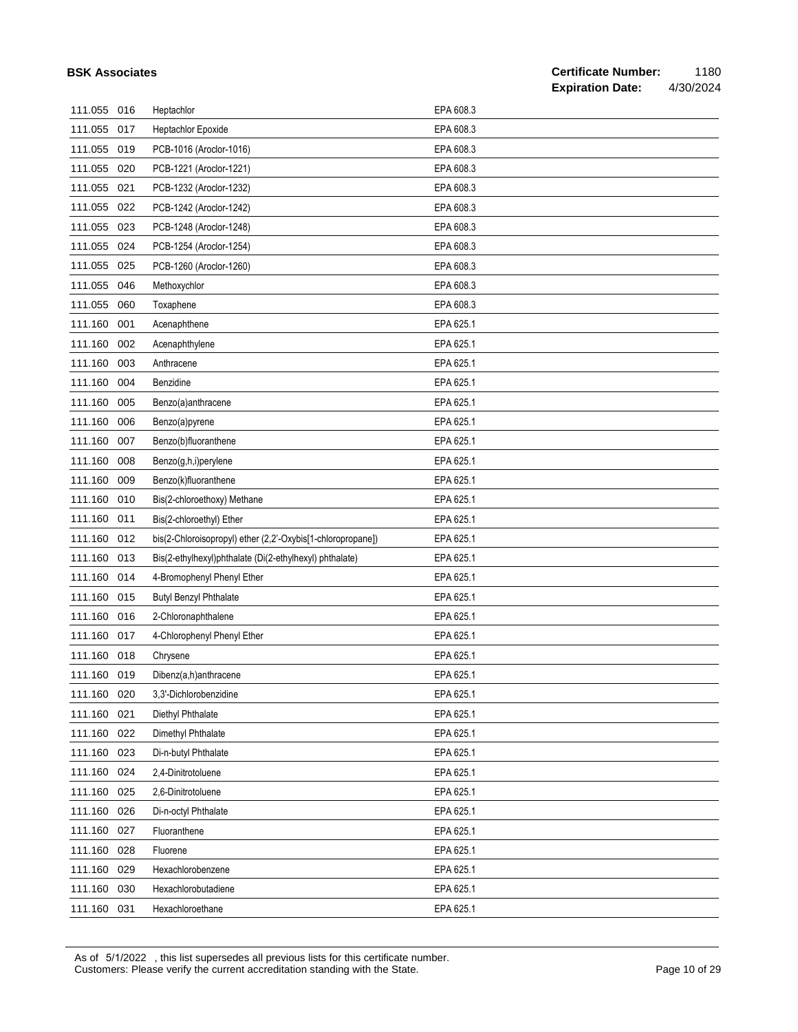| | | | |
|---|---|---|---|
| 111.055 | 016 | Heptachlor | EPA 608.3 |
| 111.055 | 017 | Heptachlor Epoxide | EPA 608.3 |
| 111.055 | 019 | PCB-1016 (Aroclor-1016) | EPA 608.3 |
| 111.055 | 020 | PCB-1221 (Aroclor-1221) | EPA 608.3 |
| 111.055 | 021 | PCB-1232 (Aroclor-1232) | EPA 608.3 |
| 111.055 | 022 | PCB-1242 (Aroclor-1242) | EPA 608.3 |
| 111.055 | 023 | PCB-1248 (Aroclor-1248) | EPA 608.3 |
| 111.055 | 024 | PCB-1254 (Aroclor-1254) | EPA 608.3 |
| 111.055 | 025 | PCB-1260 (Aroclor-1260) | EPA 608.3 |
| 111.055 | 046 | Methoxychlor | EPA 608.3 |
| 111.055 | 060 | Toxaphene | EPA 608.3 |
| 111.160 | 001 | Acenaphthene | EPA 625.1 |
| 111.160 | 002 | Acenaphthylene | EPA 625.1 |
| 111.160 | 003 | Anthracene | EPA 625.1 |
| 111.160 | 004 | Benzidine | EPA 625.1 |
| 111.160 | 005 | Benzo(a)anthracene | EPA 625.1 |
| 111.160 | 006 | Benzo(a)pyrene | EPA 625.1 |
| 111.160 | 007 | Benzo(b)fluoranthene | EPA 625.1 |
| 111.160 | 008 | Benzo(g,h,i)perylene | EPA 625.1 |
| 111.160 | 009 | Benzo(k)fluoranthene | EPA 625.1 |
| 111.160 | 010 | Bis(2-chloroethoxy) Methane | EPA 625.1 |
| 111.160 | 011 | Bis(2-chloroethyl) Ether | EPA 625.1 |
| 111.160 | 012 | bis(2-Chloroisopropyl) ether (2,2'-Oxybis[1-chloropropane]) | EPA 625.1 |
| 111.160 | 013 | Bis(2-ethylhexyl)phthalate (Di(2-ethylhexyl) phthalate) | EPA 625.1 |
| 111.160 | 014 | 4-Bromophenyl Phenyl Ether | EPA 625.1 |
| 111.160 | 015 | Butyl Benzyl Phthalate | EPA 625.1 |
| 111.160 | 016 | 2-Chloronaphthalene | EPA 625.1 |
| 111.160 | 017 | 4-Chlorophenyl Phenyl Ether | EPA 625.1 |
| 111.160 | 018 | Chrysene | EPA 625.1 |
| 111.160 | 019 | Dibenz(a,h)anthracene | EPA 625.1 |
| 111.160 | 020 | 3,3'-Dichlorobenzidine | EPA 625.1 |
| 111.160 | 021 | Diethyl Phthalate | EPA 625.1 |
| 111.160 | 022 | Dimethyl Phthalate | EPA 625.1 |
| 111.160 | 023 | Di-n-butyl Phthalate | EPA 625.1 |
| 111.160 | 024 | 2,4-Dinitrotoluene | EPA 625.1 |
| 111.160 | 025 | 2,6-Dinitrotoluene | EPA 625.1 |
| 111.160 | 026 | Di-n-octyl Phthalate | EPA 625.1 |
| 111.160 | 027 | Fluoranthene | EPA 625.1 |
| 111.160 | 028 | Fluorene | EPA 625.1 |
| 111.160 | 029 | Hexachlorobenzene | EPA 625.1 |
| 111.160 | 030 | Hexachlorobutadiene | EPA 625.1 |
| 111.160 | 031 | Hexachloroethane | EPA 625.1 |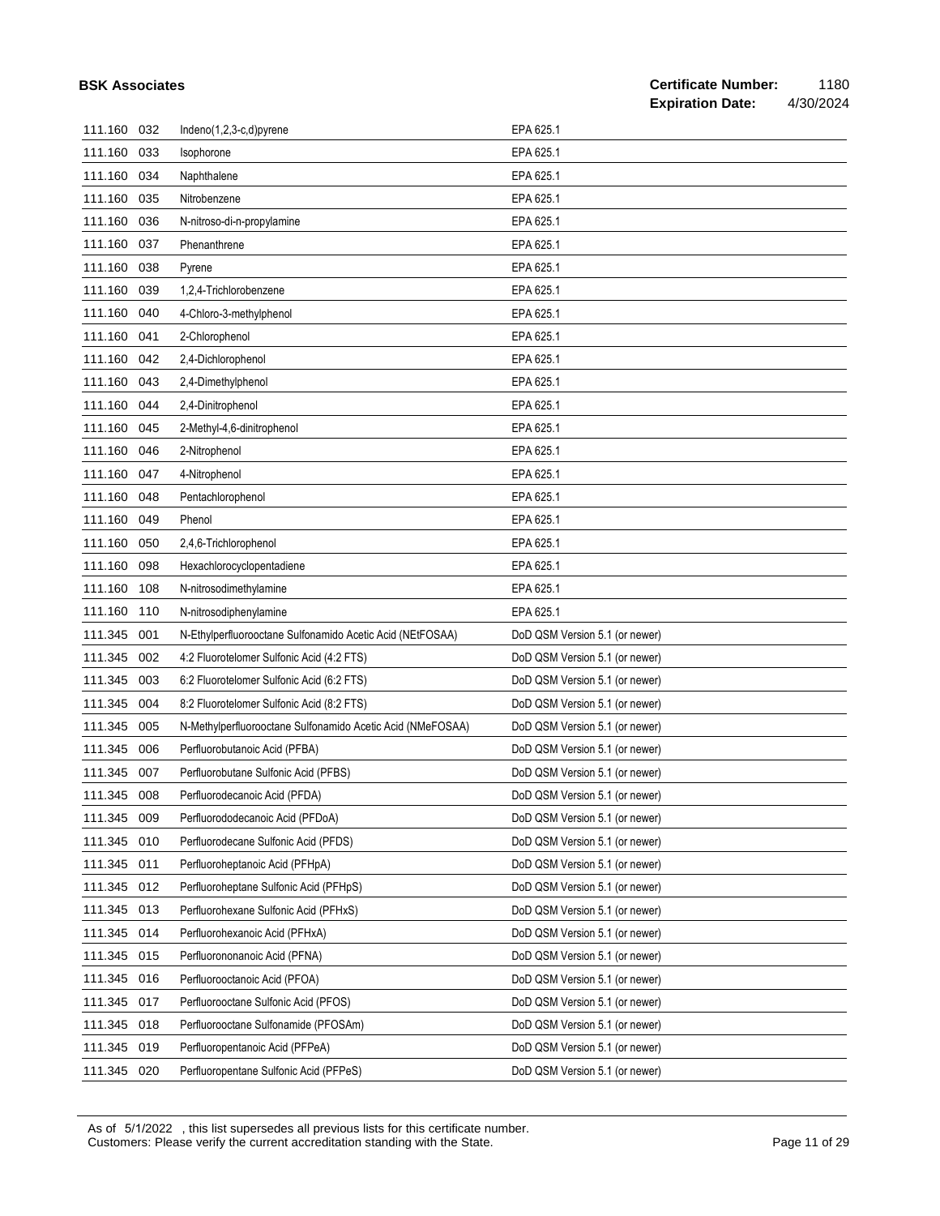| | | | |
|---|---|---|---|
| 111.160 | 032 | Indeno(1,2,3-c,d)pyrene | EPA 625.1 |
| 111.160 | 033 | Isophorone | EPA 625.1 |
| 111.160 | 034 | Naphthalene | EPA 625.1 |
| 111.160 | 035 | Nitrobenzene | EPA 625.1 |
| 111.160 | 036 | N-nitroso-di-n-propylamine | EPA 625.1 |
| 111.160 | 037 | Phenanthrene | EPA 625.1 |
| 111.160 | 038 | Pyrene | EPA 625.1 |
| 111.160 | 039 | 1,2,4-Trichlorobenzene | EPA 625.1 |
| 111.160 | 040 | 4-Chloro-3-methylphenol | EPA 625.1 |
| 111.160 | 041 | 2-Chlorophenol | EPA 625.1 |
| 111.160 | 042 | 2,4-Dichlorophenol | EPA 625.1 |
| 111.160 | 043 | 2,4-Dimethylphenol | EPA 625.1 |
| 111.160 | 044 | 2,4-Dinitrophenol | EPA 625.1 |
| 111.160 | 045 | 2-Methyl-4,6-dinitrophenol | EPA 625.1 |
| 111.160 | 046 | 2-Nitrophenol | EPA 625.1 |
| 111.160 | 047 | 4-Nitrophenol | EPA 625.1 |
| 111.160 | 048 | Pentachlorophenol | EPA 625.1 |
| 111.160 | 049 | Phenol | EPA 625.1 |
| 111.160 | 050 | 2,4,6-Trichlorophenol | EPA 625.1 |
| 111.160 | 098 | Hexachlorocyclopentadiene | EPA 625.1 |
| 111.160 | 108 | N-nitrosodimethylamine | EPA 625.1 |
| 111.160 | 110 | N-nitrosodiphenylamine | EPA 625.1 |
| 111.345 | 001 | N-Ethylperfluorooctane Sulfonamido Acetic Acid (NEtFOSAA) | DoD QSM Version 5.1 (or newer) |
| 111.345 | 002 | 4:2 Fluorotelomer Sulfonic Acid (4:2 FTS) | DoD QSM Version 5.1 (or newer) |
| 111.345 | 003 | 6:2 Fluorotelomer Sulfonic Acid (6:2 FTS) | DoD QSM Version 5.1 (or newer) |
| 111.345 | 004 | 8:2 Fluorotelomer Sulfonic Acid (8:2 FTS) | DoD QSM Version 5.1 (or newer) |
| 111.345 | 005 | N-Methylperfluorooctane Sulfonamido Acetic Acid (NMeFOSAA) | DoD QSM Version 5.1 (or newer) |
| 111.345 | 006 | Perfluorobutanoic Acid (PFBA) | DoD QSM Version 5.1 (or newer) |
| 111.345 | 007 | Perfluorobutane Sulfonic Acid (PFBS) | DoD QSM Version 5.1 (or newer) |
| 111.345 | 008 | Perfluorodecanoic Acid (PFDA) | DoD QSM Version 5.1 (or newer) |
| 111.345 | 009 | Perfluorododecanoic Acid (PFDoA) | DoD QSM Version 5.1 (or newer) |
| 111.345 | 010 | Perfluorodecane Sulfonic Acid (PFDS) | DoD QSM Version 5.1 (or newer) |
| 111.345 | 011 | Perfluoroheptanoic Acid (PFHpA) | DoD QSM Version 5.1 (or newer) |
| 111.345 | 012 | Perfluoroheptane Sulfonic Acid (PFHpS) | DoD QSM Version 5.1 (or newer) |
| 111.345 | 013 | Perfluorohexane Sulfonic Acid (PFHxS) | DoD QSM Version 5.1 (or newer) |
| 111.345 | 014 | Perfluorohexanoic Acid (PFHxA) | DoD QSM Version 5.1 (or newer) |
| 111.345 | 015 | Perfluorononanoic Acid (PFNA) | DoD QSM Version 5.1 (or newer) |
| 111.345 | 016 | Perfluorooctanoic Acid (PFOA) | DoD QSM Version 5.1 (or newer) |
| 111.345 | 017 | Perfluorooctane Sulfonic Acid (PFOS) | DoD QSM Version 5.1 (or newer) |
| 111.345 | 018 | Perfluorooctane Sulfonamide (PFOSAm) | DoD QSM Version 5.1 (or newer) |
| 111.345 | 019 | Perfluoropentanoic Acid (PFPeA) | DoD QSM Version 5.1 (or newer) |
| 111.345 | 020 | Perfluoropentane Sulfonic Acid (PFPeS) | DoD QSM Version 5.1 (or newer) |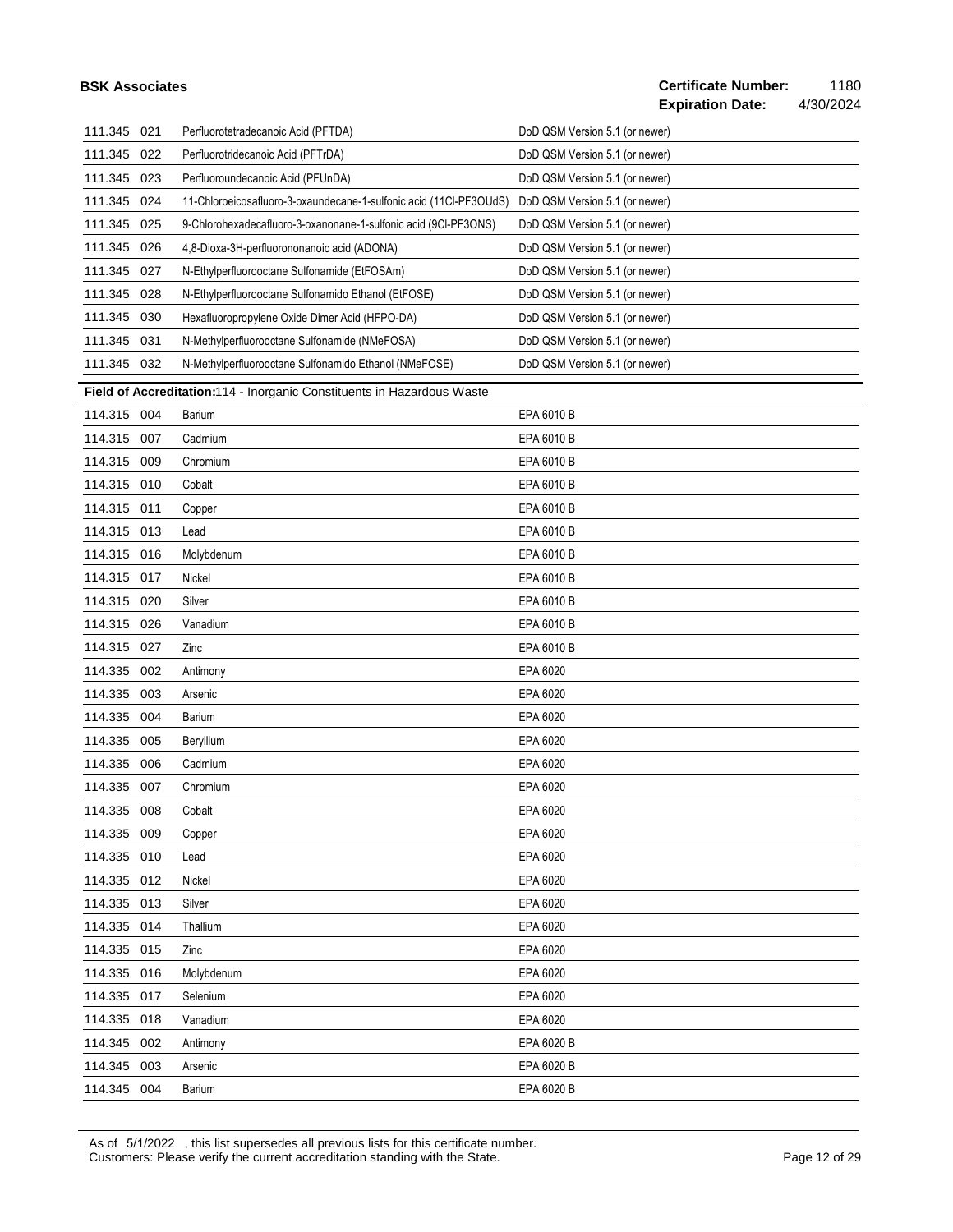| | | | |
|---|---|---|---|
| 111.345 | 021 | Perfluorotetradecanoic Acid (PFTDA) | DoD QSM Version 5.1 (or newer) |
| 111.345 | 022 | Perfluorotridecanoic Acid (PFTrDA) | DoD QSM Version 5.1 (or newer) |
| 111.345 | 023 | Perfluoroundecanoic Acid (PFUnDA) | DoD QSM Version 5.1 (or newer) |
| 111.345 | 024 | 11-Chloroeicosafluoro-3-oxaundecane-1-sulfonic acid (11Cl-PF3OUdS) | DoD QSM Version 5.1 (or newer) |
| 111.345 | 025 | 9-Chlorohexadecafluoro-3-oxanonane-1-sulfonic acid (9Cl-PF3ONS) | DoD QSM Version 5.1 (or newer) |
| 111.345 | 026 | 4,8-Dioxa-3H-perfluorononanoic acid (ADONA) | DoD QSM Version 5.1 (or newer) |
| 111.345 | 027 | N-Ethylperfluorooctane Sulfonamide (EtFOSAm) | DoD QSM Version 5.1 (or newer) |
| 111.345 | 028 | N-Ethylperfluorooctane Sulfonamido Ethanol (EtFOSE) | DoD QSM Version 5.1 (or newer) |
| 111.345 | 030 | Hexafluoropropylene Oxide Dimer Acid (HFPO-DA) | DoD QSM Version 5.1 (or newer) |
| 111.345 | 031 | N-Methylperfluorooctane Sulfonamide (NMeFOSA) | DoD QSM Version 5.1 (or newer) |
| 111.345 | 032 | N-Methylperfluorooctane Sulfonamido Ethanol (NMeFOSE) | DoD QSM Version 5.1 (or newer) |

**Field of Accreditation:** 114 - Inorganic Constituents in Hazardous Waste

| | | | |
|---|---|---|---|
| 114.315 | 004 | Barium | EPA 6010 B |
| 114.315 | 007 | Cadmium | EPA 6010 B |
| 114.315 | 009 | Chromium | EPA 6010 B |
| 114.315 | 010 | Cobalt | EPA 6010 B |
| 114.315 | 011 | Copper | EPA 6010 B |
| 114.315 | 013 | Lead | EPA 6010 B |
| 114.315 | 016 | Molybdenum | EPA 6010 B |
| 114.315 | 017 | Nickel | EPA 6010 B |
| 114.315 | 020 | Silver | EPA 6010 B |
| 114.315 | 026 | Vanadium | EPA 6010 B |
| 114.315 | 027 | Zinc | EPA 6010 B |
| 114.335 | 002 | Antimony | EPA 6020 |
| 114.335 | 003 | Arsenic | EPA 6020 |
| 114.335 | 004 | Barium | EPA 6020 |
| 114.335 | 005 | Beryllium | EPA 6020 |
| 114.335 | 006 | Cadmium | EPA 6020 |
| 114.335 | 007 | Chromium | EPA 6020 |
| 114.335 | 008 | Cobalt | EPA 6020 |
| 114.335 | 009 | Copper | EPA 6020 |
| 114.335 | 010 | Lead | EPA 6020 |
| 114.335 | 012 | Nickel | EPA 6020 |
| 114.335 | 013 | Silver | EPA 6020 |
| 114.335 | 014 | Thallium | EPA 6020 |
| 114.335 | 015 | Zinc | EPA 6020 |
| 114.335 | 016 | Molybdenum | EPA 6020 |
| 114.335 | 017 | Selenium | EPA 6020 |
| 114.335 | 018 | Vanadium | EPA 6020 |
| 114.345 | 002 | Antimony | EPA 6020 B |
| 114.345 | 003 | Arsenic | EPA 6020 B |
| 114.345 | 004 | Barium | EPA 6020 B |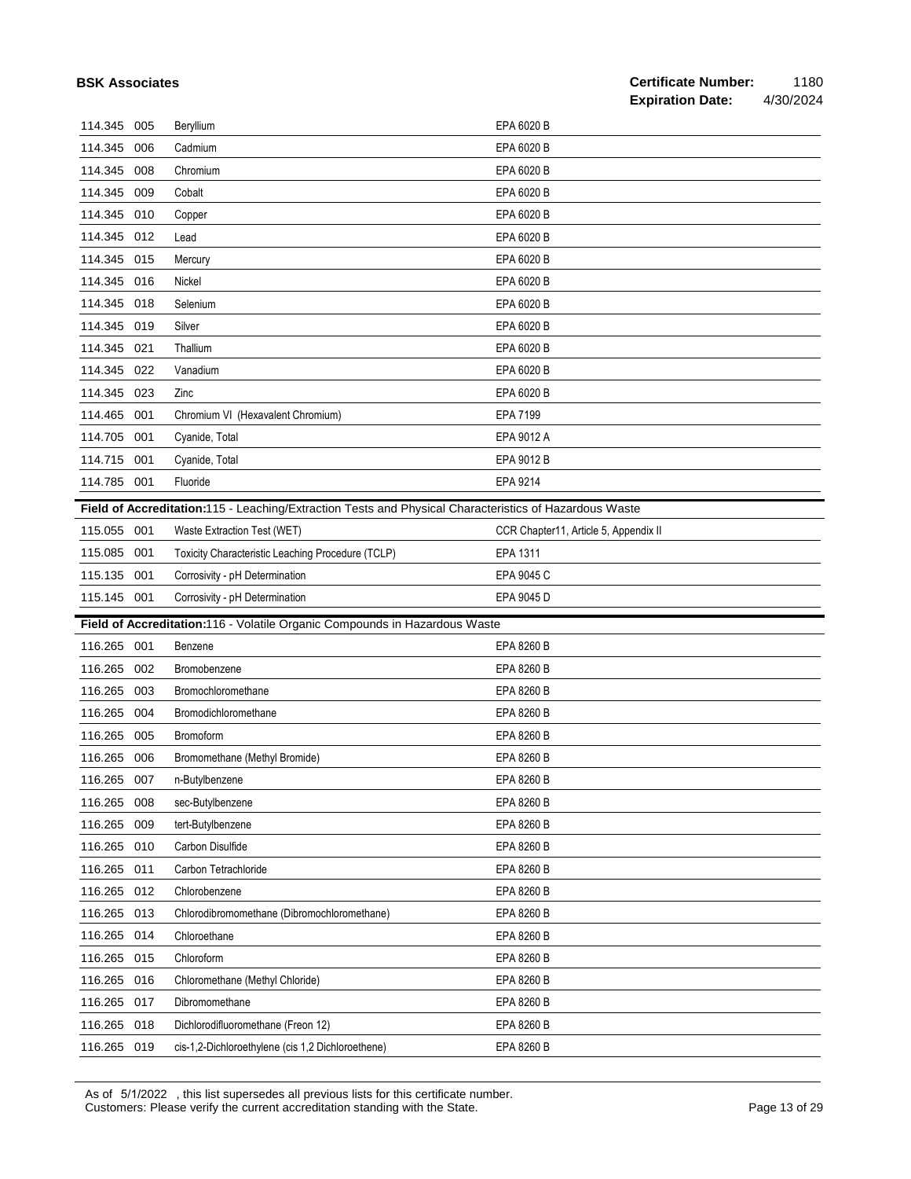| | | | |
|---|---|---|---|
| 114.345 | 005 | Beryllium | EPA 6020 B |
| 114.345 | 006 | Cadmium | EPA 6020 B |
| 114.345 | 008 | Chromium | EPA 6020 B |
| 114.345 | 009 | Cobalt | EPA 6020 B |
| 114.345 | 010 | Copper | EPA 6020 B |
| 114.345 | 012 | Lead | EPA 6020 B |
| 114.345 | 015 | Mercury | EPA 6020 B |
| 114.345 | 016 | Nickel | EPA 6020 B |
| 114.345 | 018 | Selenium | EPA 6020 B |
| 114.345 | 019 | Silver | EPA 6020 B |
| 114.345 | 021 | Thallium | EPA 6020 B |
| 114.345 | 022 | Vanadium | EPA 6020 B |
| 114.345 | 023 | Zinc | EPA 6020 B |
| 114.465 | 001 | Chromium VI (Hexavalent Chromium) | EPA 7199 |
| 114.705 | 001 | Cyanide, Total | EPA 9012 A |
| 114.715 | 001 | Cyanide, Total | EPA 9012 B |
| 114.785 | 001 | Fluoride | EPA 9214 |

**Field of Accreditation:**115 - Leaching/Extraction Tests and Physical Characteristics of Hazardous Waste

| | | | |
|---|---|---|---|
| 115.055 | 001 | Waste Extraction Test (WET) | CCR Chapter11, Article 5, Appendix II |
| 115.085 | 001 | Toxicity Characteristic Leaching Procedure (TCLP) | EPA 1311 |
| 115.135 | 001 | Corrosivity - pH Determination | EPA 9045 C |
| 115.145 | 001 | Corrosivity - pH Determination | EPA 9045 D |

**Field of Accreditation:**116 - Volatile Organic Compounds in Hazardous Waste

| | | | |
|---|---|---|---|
| 116.265 | 001 | Benzene | EPA 8260 B |
| 116.265 | 002 | Bromobenzene | EPA 8260 B |
| 116.265 | 003 | Bromochloromethane | EPA 8260 B |
| 116.265 | 004 | Bromodichloromethane | EPA 8260 B |
| 116.265 | 005 | Bromoform | EPA 8260 B |
| 116.265 | 006 | Bromomethane (Methyl Bromide) | EPA 8260 B |
| 116.265 | 007 | n-Butylbenzene | EPA 8260 B |
| 116.265 | 008 | sec-Butylbenzene | EPA 8260 B |
| 116.265 | 009 | tert-Butylbenzene | EPA 8260 B |
| 116.265 | 010 | Carbon Disulfide | EPA 8260 B |
| 116.265 | 011 | Carbon Tetrachloride | EPA 8260 B |
| 116.265 | 012 | Chlorobenzene | EPA 8260 B |
| 116.265 | 013 | Chlorodibromomethane (Dibromochloromethane) | EPA 8260 B |
| 116.265 | 014 | Chloroethane | EPA 8260 B |
| 116.265 | 015 | Chloroform | EPA 8260 B |
| 116.265 | 016 | Chloromethane (Methyl Chloride) | EPA 8260 B |
| 116.265 | 017 | Dibromomethane | EPA 8260 B |
| 116.265 | 018 | Dichlorodifluoromethane (Freon 12) | EPA 8260 B |
| 116.265 | 019 | cis-1,2-Dichloroethylene (cis 1,2 Dichloroethene) | EPA 8260 B |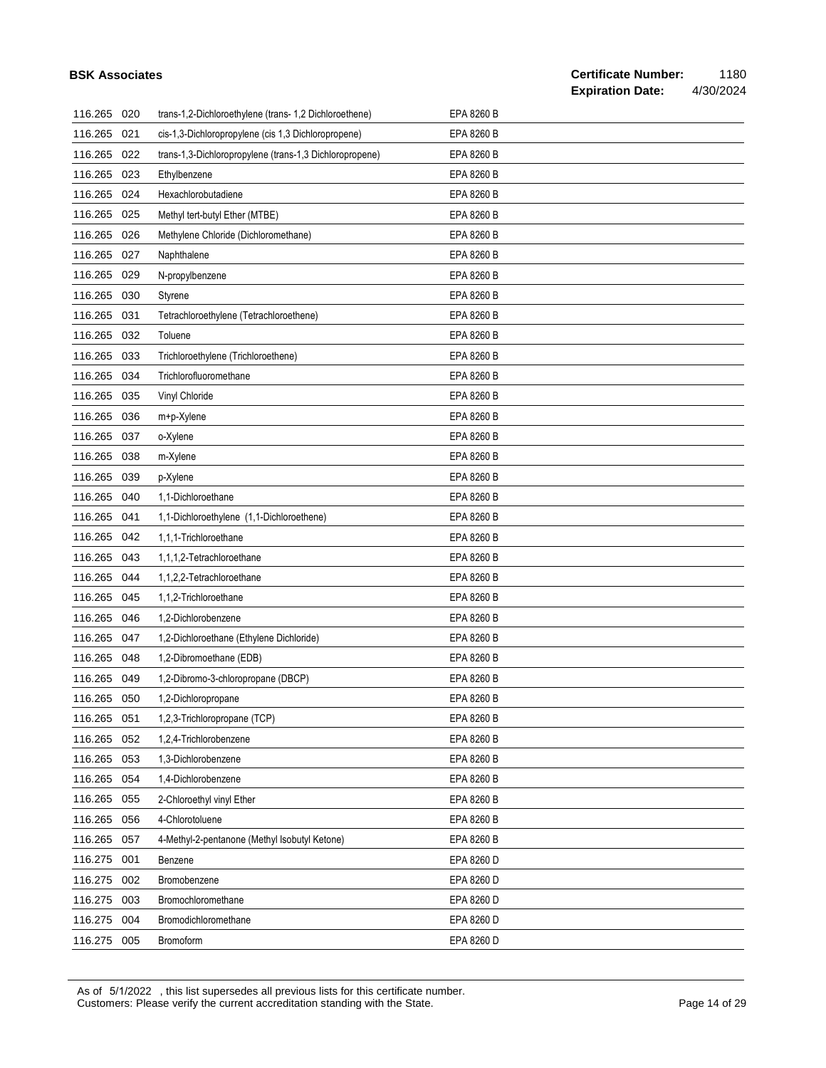| | | | |
|---|---|---|---|
| 116.265 | 020 | trans-1,2-Dichloroethylene (trans- 1,2 Dichloroethene) | EPA 8260 B |
| 116.265 | 021 | cis-1,3-Dichloropropylene (cis 1,3 Dichloropropene) | EPA 8260 B |
| 116.265 | 022 | trans-1,3-Dichloropropylene (trans-1,3 Dichloropropene) | EPA 8260 B |
| 116.265 | 023 | Ethylbenzene | EPA 8260 B |
| 116.265 | 024 | Hexachlorobutadiene | EPA 8260 B |
| 116.265 | 025 | Methyl tert-butyl Ether (MTBE) | EPA 8260 B |
| 116.265 | 026 | Methylene Chloride (Dichloromethane) | EPA 8260 B |
| 116.265 | 027 | Naphthalene | EPA 8260 B |
| 116.265 | 029 | N-propylbenzene | EPA 8260 B |
| 116.265 | 030 | Styrene | EPA 8260 B |
| 116.265 | 031 | Tetrachloroethylene (Tetrachloroethene) | EPA 8260 B |
| 116.265 | 032 | Toluene | EPA 8260 B |
| 116.265 | 033 | Trichloroethylene (Trichloroethene) | EPA 8260 B |
| 116.265 | 034 | Trichlorofluoromethane | EPA 8260 B |
| 116.265 | 035 | Vinyl Chloride | EPA 8260 B |
| 116.265 | 036 | m+p-Xylene | EPA 8260 B |
| 116.265 | 037 | o-Xylene | EPA 8260 B |
| 116.265 | 038 | m-Xylene | EPA 8260 B |
| 116.265 | 039 | p-Xylene | EPA 8260 B |
| 116.265 | 040 | 1,1-Dichloroethane | EPA 8260 B |
| 116.265 | 041 | 1,1-Dichloroethylene (1,1-Dichloroethene) | EPA 8260 B |
| 116.265 | 042 | 1,1,1-Trichloroethane | EPA 8260 B |
| 116.265 | 043 | 1,1,1,2-Tetrachloroethane | EPA 8260 B |
| 116.265 | 044 | 1,1,2,2-Tetrachloroethane | EPA 8260 B |
| 116.265 | 045 | 1,1,2-Trichloroethane | EPA 8260 B |
| 116.265 | 046 | 1,2-Dichlorobenzene | EPA 8260 B |
| 116.265 | 047 | 1,2-Dichloroethane (Ethylene Dichloride) | EPA 8260 B |
| 116.265 | 048 | 1,2-Dibromoethane (EDB) | EPA 8260 B |
| 116.265 | 049 | 1,2-Dibromo-3-chloropropane (DBCP) | EPA 8260 B |
| 116.265 | 050 | 1,2-Dichloropropane | EPA 8260 B |
| 116.265 | 051 | 1,2,3-Trichloropropane (TCP) | EPA 8260 B |
| 116.265 | 052 | 1,2,4-Trichlorobenzene | EPA 8260 B |
| 116.265 | 053 | 1,3-Dichlorobenzene | EPA 8260 B |
| 116.265 | 054 | 1,4-Dichlorobenzene | EPA 8260 B |
| 116.265 | 055 | 2-Chloroethyl vinyl Ether | EPA 8260 B |
| 116.265 | 056 | 4-Chlorotoluene | EPA 8260 B |
| 116.265 | 057 | 4-Methyl-2-pentanone (Methyl Isobutyl Ketone) | EPA 8260 B |
| 116.275 | 001 | Benzene | EPA 8260 D |
| 116.275 | 002 | Bromobenzene | EPA 8260 D |
| 116.275 | 003 | Bromochloromethane | EPA 8260 D |
| 116.275 | 004 | Bromodichloromethane | EPA 8260 D |
| 116.275 | 005 | Bromoform | EPA 8260 D |

As of 5/1/2022 , this list supersedes all previous lists for this certificate number.
Customers: Please verify the current accreditation standing with the State.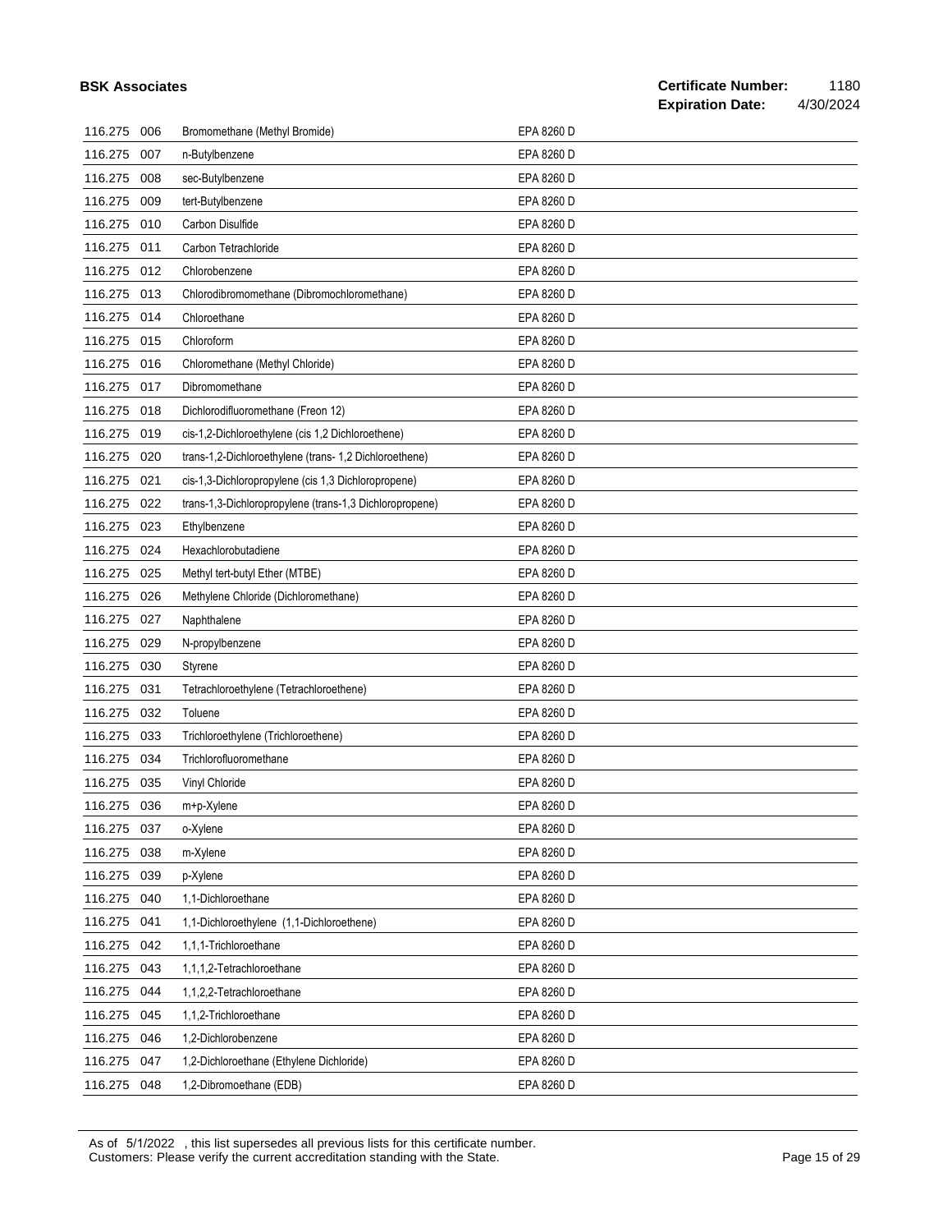| | | | |
|---|---|---|---|
| 116.275 | 006 | Bromomethane (Methyl Bromide) | EPA 8260 D |
| 116.275 | 007 | n-Butylbenzene | EPA 8260 D |
| 116.275 | 008 | sec-Butylbenzene | EPA 8260 D |
| 116.275 | 009 | tert-Butylbenzene | EPA 8260 D |
| 116.275 | 010 | Carbon Disulfide | EPA 8260 D |
| 116.275 | 011 | Carbon Tetrachloride | EPA 8260 D |
| 116.275 | 012 | Chlorobenzene | EPA 8260 D |
| 116.275 | 013 | Chlorodibromomethane (Dibromochloromethane) | EPA 8260 D |
| 116.275 | 014 | Chloroethane | EPA 8260 D |
| 116.275 | 015 | Chloroform | EPA 8260 D |
| 116.275 | 016 | Chloromethane (Methyl Chloride) | EPA 8260 D |
| 116.275 | 017 | Dibromomethane | EPA 8260 D |
| 116.275 | 018 | Dichlorodifluoromethane (Freon 12) | EPA 8260 D |
| 116.275 | 019 | cis-1,2-Dichloroethylene (cis 1,2 Dichloroethene) | EPA 8260 D |
| 116.275 | 020 | trans-1,2-Dichloroethylene (trans- 1,2 Dichloroethene) | EPA 8260 D |
| 116.275 | 021 | cis-1,3-Dichloropropylene (cis 1,3 Dichloropropene) | EPA 8260 D |
| 116.275 | 022 | trans-1,3-Dichloropropylene (trans-1,3 Dichloropropene) | EPA 8260 D |
| 116.275 | 023 | Ethylbenzene | EPA 8260 D |
| 116.275 | 024 | Hexachlorobutadiene | EPA 8260 D |
| 116.275 | 025 | Methyl tert-butyl Ether (MTBE) | EPA 8260 D |
| 116.275 | 026 | Methylene Chloride (Dichloromethane) | EPA 8260 D |
| 116.275 | 027 | Naphthalene | EPA 8260 D |
| 116.275 | 029 | N-propylbenzene | EPA 8260 D |
| 116.275 | 030 | Styrene | EPA 8260 D |
| 116.275 | 031 | Tetrachloroethylene (Tetrachloroethene) | EPA 8260 D |
| 116.275 | 032 | Toluene | EPA 8260 D |
| 116.275 | 033 | Trichloroethylene (Trichloroethene) | EPA 8260 D |
| 116.275 | 034 | Trichlorofluoromethane | EPA 8260 D |
| 116.275 | 035 | Vinyl Chloride | EPA 8260 D |
| 116.275 | 036 | m+p-Xylene | EPA 8260 D |
| 116.275 | 037 | o-Xylene | EPA 8260 D |
| 116.275 | 038 | m-Xylene | EPA 8260 D |
| 116.275 | 039 | p-Xylene | EPA 8260 D |
| 116.275 | 040 | 1,1-Dichloroethane | EPA 8260 D |
| 116.275 | 041 | 1,1-Dichloroethylene (1,1-Dichloroethene) | EPA 8260 D |
| 116.275 | 042 | 1,1,1-Trichloroethane | EPA 8260 D |
| 116.275 | 043 | 1,1,1,2-Tetrachloroethane | EPA 8260 D |
| 116.275 | 044 | 1,1,2,2-Tetrachloroethane | EPA 8260 D |
| 116.275 | 045 | 1,1,2-Trichloroethane | EPA 8260 D |
| 116.275 | 046 | 1,2-Dichlorobenzene | EPA 8260 D |
| 116.275 | 047 | 1,2-Dichloroethane (Ethylene Dichloride) | EPA 8260 D |
| 116.275 | 048 | 1,2-Dibromoethane (EDB) | EPA 8260 D |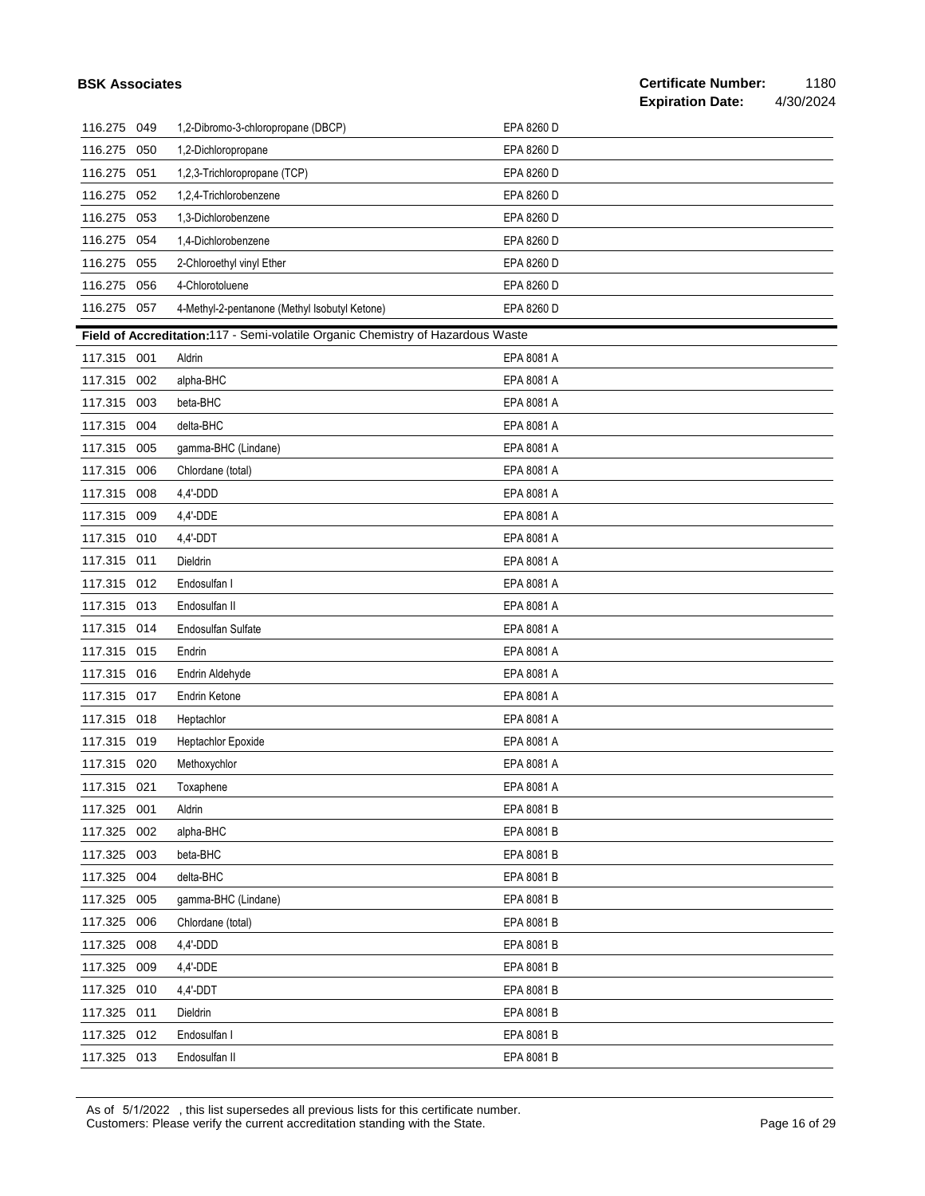| | | | |
|---|---|---|---|
| 116.275 | 049 | 1,2-Dibromo-3-chloropropane (DBCP) | EPA 8260 D |
| 116.275 | 050 | 1,2-Dichloropropane | EPA 8260 D |
| 116.275 | 051 | 1,2,3-Trichloropropane (TCP) | EPA 8260 D |
| 116.275 | 052 | 1,2,4-Trichlorobenzene | EPA 8260 D |
| 116.275 | 053 | 1,3-Dichlorobenzene | EPA 8260 D |
| 116.275 | 054 | 1,4-Dichlorobenzene | EPA 8260 D |
| 116.275 | 055 | 2-Chloroethyl vinyl Ether | EPA 8260 D |
| 116.275 | 056 | 4-Chlorotoluene | EPA 8260 D |
| 116.275 | 057 | 4-Methyl-2-pentanone (Methyl Isobutyl Ketone) | EPA 8260 D |

**Field of Accreditation:** 117 - Semi-volatile Organic Chemistry of Hazardous Waste

| | | | |
|---|---|---|---|
| 117.315 | 001 | Aldrin | EPA 8081 A |
| 117.315 | 002 | alpha-BHC | EPA 8081 A |
| 117.315 | 003 | beta-BHC | EPA 8081 A |
| 117.315 | 004 | delta-BHC | EPA 8081 A |
| 117.315 | 005 | gamma-BHC (Lindane) | EPA 8081 A |
| 117.315 | 006 | Chlordane (total) | EPA 8081 A |
| 117.315 | 008 | 4,4'-DDD | EPA 8081 A |
| 117.315 | 009 | 4,4'-DDE | EPA 8081 A |
| 117.315 | 010 | 4,4'-DDT | EPA 8081 A |
| 117.315 | 011 | Dieldrin | EPA 8081 A |
| 117.315 | 012 | Endosulfan I | EPA 8081 A |
| 117.315 | 013 | Endosulfan II | EPA 8081 A |
| 117.315 | 014 | Endosulfan Sulfate | EPA 8081 A |
| 117.315 | 015 | Endrin | EPA 8081 A |
| 117.315 | 016 | Endrin Aldehyde | EPA 8081 A |
| 117.315 | 017 | Endrin Ketone | EPA 8081 A |
| 117.315 | 018 | Heptachlor | EPA 8081 A |
| 117.315 | 019 | Heptachlor Epoxide | EPA 8081 A |
| 117.315 | 020 | Methoxychlor | EPA 8081 A |
| 117.315 | 021 | Toxaphene | EPA 8081 A |
| 117.325 | 001 | Aldrin | EPA 8081 B |
| 117.325 | 002 | alpha-BHC | EPA 8081 B |
| 117.325 | 003 | beta-BHC | EPA 8081 B |
| 117.325 | 004 | delta-BHC | EPA 8081 B |
| 117.325 | 005 | gamma-BHC (Lindane) | EPA 8081 B |
| 117.325 | 006 | Chlordane (total) | EPA 8081 B |
| 117.325 | 008 | 4,4'-DDD | EPA 8081 B |
| 117.325 | 009 | 4,4'-DDE | EPA 8081 B |
| 117.325 | 010 | 4,4'-DDT | EPA 8081 B |
| 117.325 | 011 | Dieldrin | EPA 8081 B |
| 117.325 | 012 | Endosulfan I | EPA 8081 B |
| 117.325 | 013 | Endosulfan II | EPA 8081 B |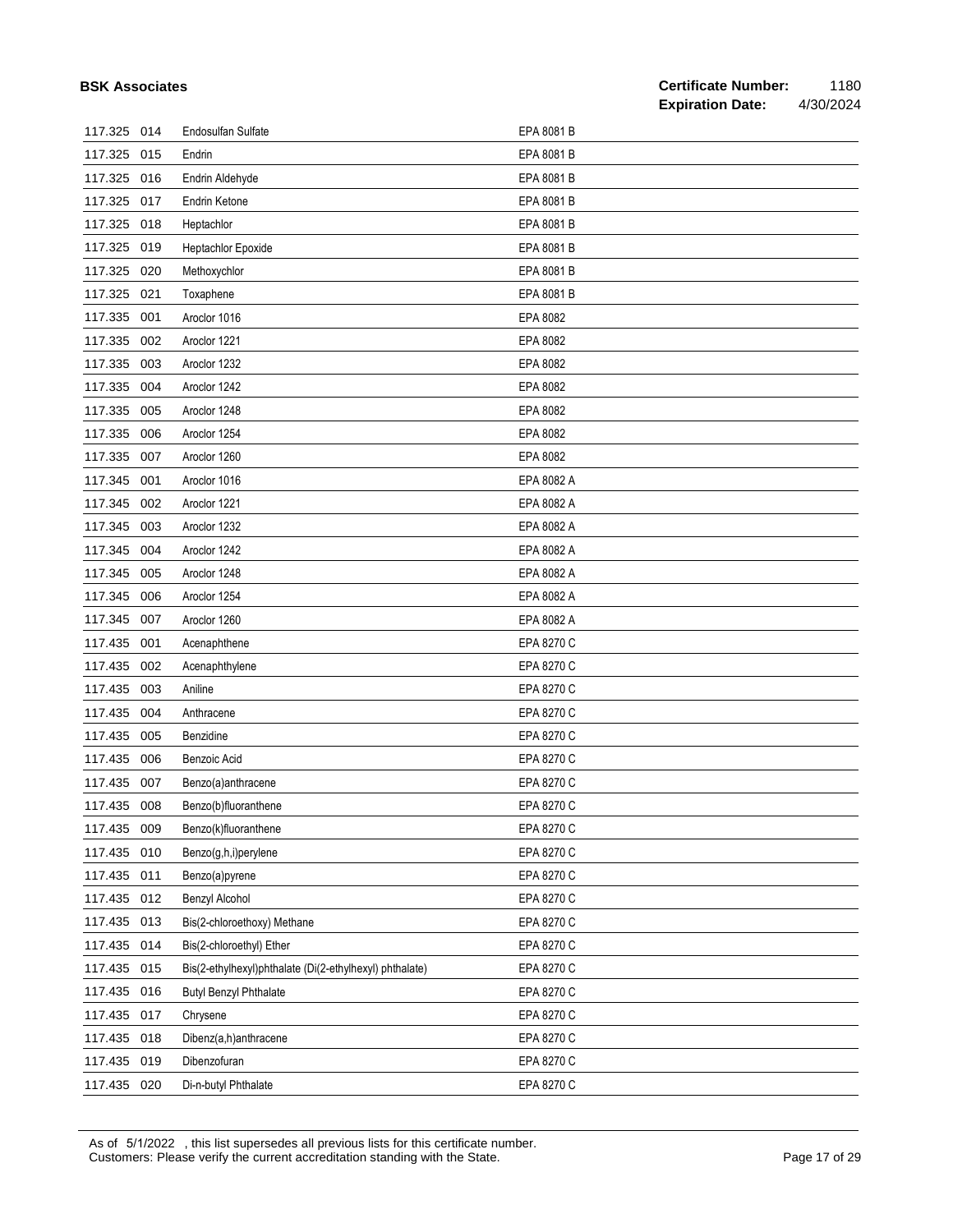| | | | |
|---|---|---|---|
| 117.325 | 014 | Endosulfan Sulfate | EPA 8081 B |
| 117.325 | 015 | Endrin | EPA 8081 B |
| 117.325 | 016 | Endrin Aldehyde | EPA 8081 B |
| 117.325 | 017 | Endrin Ketone | EPA 8081 B |
| 117.325 | 018 | Heptachlor | EPA 8081 B |
| 117.325 | 019 | Heptachlor Epoxide | EPA 8081 B |
| 117.325 | 020 | Methoxychlor | EPA 8081 B |
| 117.325 | 021 | Toxaphene | EPA 8081 B |
| 117.335 | 001 | Aroclor 1016 | EPA 8082 |
| 117.335 | 002 | Aroclor 1221 | EPA 8082 |
| 117.335 | 003 | Aroclor 1232 | EPA 8082 |
| 117.335 | 004 | Aroclor 1242 | EPA 8082 |
| 117.335 | 005 | Aroclor 1248 | EPA 8082 |
| 117.335 | 006 | Aroclor 1254 | EPA 8082 |
| 117.335 | 007 | Aroclor 1260 | EPA 8082 |
| 117.345 | 001 | Aroclor 1016 | EPA 8082 A |
| 117.345 | 002 | Aroclor 1221 | EPA 8082 A |
| 117.345 | 003 | Aroclor 1232 | EPA 8082 A |
| 117.345 | 004 | Aroclor 1242 | EPA 8082 A |
| 117.345 | 005 | Aroclor 1248 | EPA 8082 A |
| 117.345 | 006 | Aroclor 1254 | EPA 8082 A |
| 117.345 | 007 | Aroclor 1260 | EPA 8082 A |
| 117.435 | 001 | Acenaphthene | EPA 8270 C |
| 117.435 | 002 | Acenaphthylene | EPA 8270 C |
| 117.435 | 003 | Aniline | EPA 8270 C |
| 117.435 | 004 | Anthracene | EPA 8270 C |
| 117.435 | 005 | Benzidine | EPA 8270 C |
| 117.435 | 006 | Benzoic Acid | EPA 8270 C |
| 117.435 | 007 | Benzo(a)anthracene | EPA 8270 C |
| 117.435 | 008 | Benzo(b)fluoranthene | EPA 8270 C |
| 117.435 | 009 | Benzo(k)fluoranthene | EPA 8270 C |
| 117.435 | 010 | Benzo(g,h,i)perylene | EPA 8270 C |
| 117.435 | 011 | Benzo(a)pyrene | EPA 8270 C |
| 117.435 | 012 | Benzyl Alcohol | EPA 8270 C |
| 117.435 | 013 | Bis(2-chloroethoxy) Methane | EPA 8270 C |
| 117.435 | 014 | Bis(2-chloroethyl) Ether | EPA 8270 C |
| 117.435 | 015 | Bis(2-ethylhexyl)phthalate (Di(2-ethylhexyl) phthalate) | EPA 8270 C |
| 117.435 | 016 | Butyl Benzyl Phthalate | EPA 8270 C |
| 117.435 | 017 | Chrysene | EPA 8270 C |
| 117.435 | 018 | Dibenz(a,h)anthracene | EPA 8270 C |
| 117.435 | 019 | Dibenzofuran | EPA 8270 C |
| 117.435 | 020 | Di-n-butyl Phthalate | EPA 8270 C |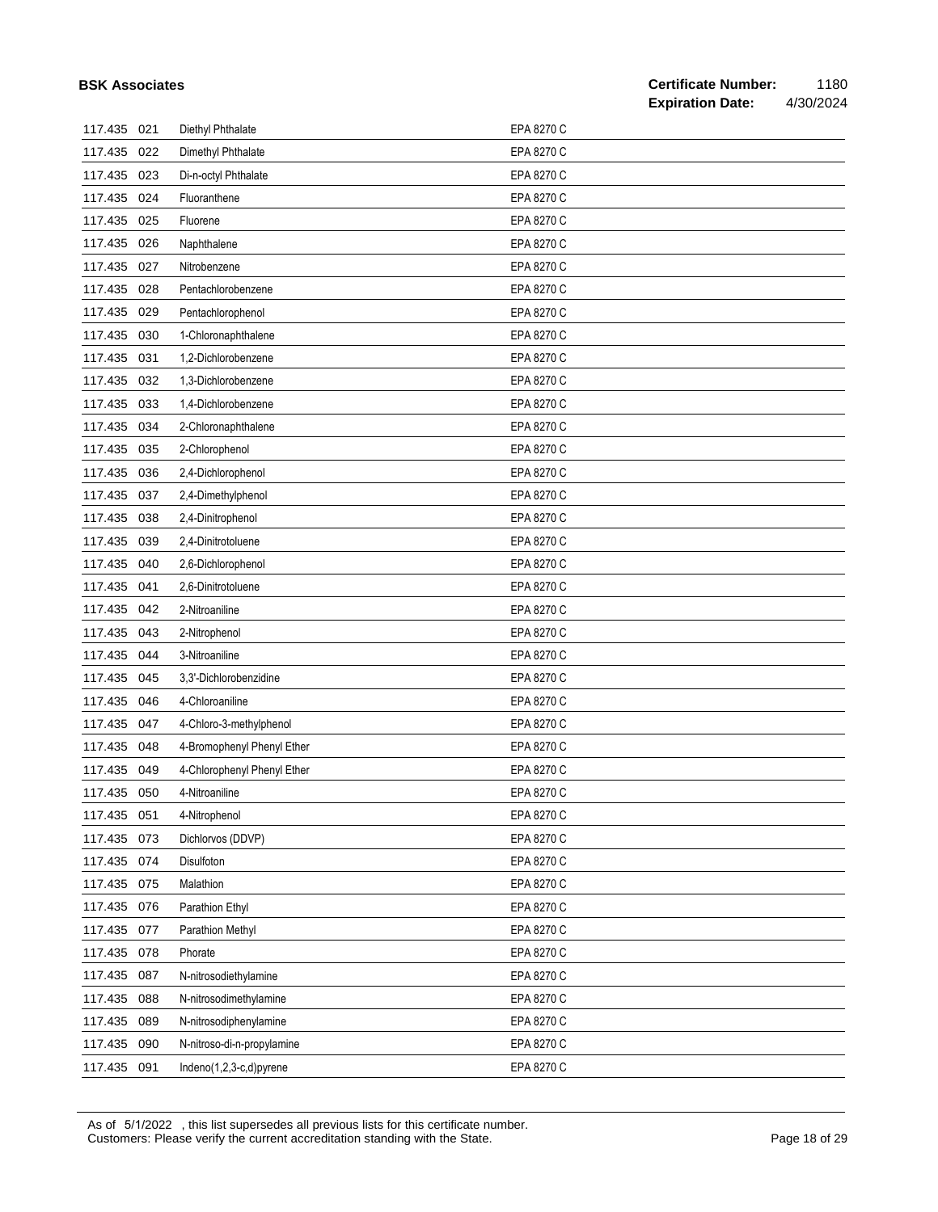| | | | |
|---|---|---|---|
| 117.435 | 021 | Diethyl Phthalate | EPA 8270 C |
| 117.435 | 022 | Dimethyl Phthalate | EPA 8270 C |
| 117.435 | 023 | Di-n-octyl Phthalate | EPA 8270 C |
| 117.435 | 024 | Fluoranthene | EPA 8270 C |
| 117.435 | 025 | Fluorene | EPA 8270 C |
| 117.435 | 026 | Naphthalene | EPA 8270 C |
| 117.435 | 027 | Nitrobenzene | EPA 8270 C |
| 117.435 | 028 | Pentachlorobenzene | EPA 8270 C |
| 117.435 | 029 | Pentachlorophenol | EPA 8270 C |
| 117.435 | 030 | 1-Chloronaphthalene | EPA 8270 C |
| 117.435 | 031 | 1,2-Dichlorobenzene | EPA 8270 C |
| 117.435 | 032 | 1,3-Dichlorobenzene | EPA 8270 C |
| 117.435 | 033 | 1,4-Dichlorobenzene | EPA 8270 C |
| 117.435 | 034 | 2-Chloronaphthalene | EPA 8270 C |
| 117.435 | 035 | 2-Chlorophenol | EPA 8270 C |
| 117.435 | 036 | 2,4-Dichlorophenol | EPA 8270 C |
| 117.435 | 037 | 2,4-Dimethylphenol | EPA 8270 C |
| 117.435 | 038 | 2,4-Dinitrophenol | EPA 8270 C |
| 117.435 | 039 | 2,4-Dinitrotoluene | EPA 8270 C |
| 117.435 | 040 | 2,6-Dichlorophenol | EPA 8270 C |
| 117.435 | 041 | 2,6-Dinitrotoluene | EPA 8270 C |
| 117.435 | 042 | 2-Nitroaniline | EPA 8270 C |
| 117.435 | 043 | 2-Nitrophenol | EPA 8270 C |
| 117.435 | 044 | 3-Nitroaniline | EPA 8270 C |
| 117.435 | 045 | 3,3'-Dichlorobenzidine | EPA 8270 C |
| 117.435 | 046 | 4-Chloroaniline | EPA 8270 C |
| 117.435 | 047 | 4-Chloro-3-methylphenol | EPA 8270 C |
| 117.435 | 048 | 4-Bromophenyl Phenyl Ether | EPA 8270 C |
| 117.435 | 049 | 4-Chlorophenyl Phenyl Ether | EPA 8270 C |
| 117.435 | 050 | 4-Nitroaniline | EPA 8270 C |
| 117.435 | 051 | 4-Nitrophenol | EPA 8270 C |
| 117.435 | 073 | Dichlorvos (DDVP) | EPA 8270 C |
| 117.435 | 074 | Disulfoton | EPA 8270 C |
| 117.435 | 075 | Malathion | EPA 8270 C |
| 117.435 | 076 | Parathion Ethyl | EPA 8270 C |
| 117.435 | 077 | Parathion Methyl | EPA 8270 C |
| 117.435 | 078 | Phorate | EPA 8270 C |
| 117.435 | 087 | N-nitrosodiethylamine | EPA 8270 C |
| 117.435 | 088 | N-nitrosodimethylamine | EPA 8270 C |
| 117.435 | 089 | N-nitrosodiphenylamine | EPA 8270 C |
| 117.435 | 090 | N-nitroso-di-n-propylamine | EPA 8270 C |
| 117.435 | 091 | Indeno(1,2,3-c,d)pyrene | EPA 8270 C |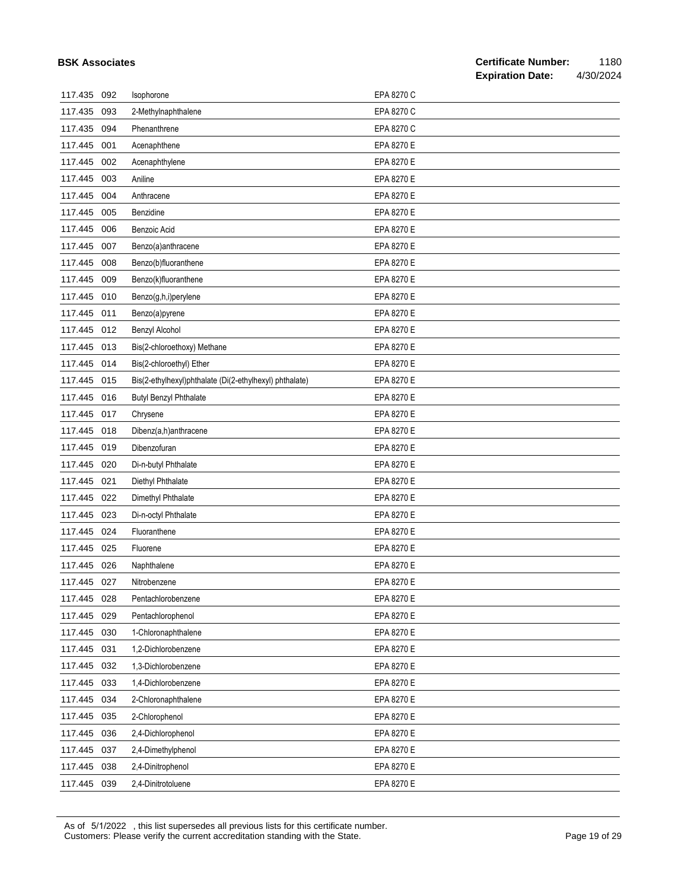| | | | |
|---|---|---|---|
| 117.435 | 092 | Isophorone | EPA 8270 C |
| 117.435 | 093 | 2-Methylnaphthalene | EPA 8270 C |
| 117.435 | 094 | Phenanthrene | EPA 8270 C |
| 117.445 | 001 | Acenaphthene | EPA 8270 E |
| 117.445 | 002 | Acenaphthylene | EPA 8270 E |
| 117.445 | 003 | Aniline | EPA 8270 E |
| 117.445 | 004 | Anthracene | EPA 8270 E |
| 117.445 | 005 | Benzidine | EPA 8270 E |
| 117.445 | 006 | Benzoic Acid | EPA 8270 E |
| 117.445 | 007 | Benzo(a)anthracene | EPA 8270 E |
| 117.445 | 008 | Benzo(b)fluoranthene | EPA 8270 E |
| 117.445 | 009 | Benzo(k)fluoranthene | EPA 8270 E |
| 117.445 | 010 | Benzo(g,h,i)perylene | EPA 8270 E |
| 117.445 | 011 | Benzo(a)pyrene | EPA 8270 E |
| 117.445 | 012 | Benzyl Alcohol | EPA 8270 E |
| 117.445 | 013 | Bis(2-chloroethoxy) Methane | EPA 8270 E |
| 117.445 | 014 | Bis(2-chloroethyl) Ether | EPA 8270 E |
| 117.445 | 015 | Bis(2-ethylhexyl)phthalate (Di(2-ethylhexyl) phthalate) | EPA 8270 E |
| 117.445 | 016 | Butyl Benzyl Phthalate | EPA 8270 E |
| 117.445 | 017 | Chrysene | EPA 8270 E |
| 117.445 | 018 | Dibenz(a,h)anthracene | EPA 8270 E |
| 117.445 | 019 | Dibenzofuran | EPA 8270 E |
| 117.445 | 020 | Di-n-butyl Phthalate | EPA 8270 E |
| 117.445 | 021 | Diethyl Phthalate | EPA 8270 E |
| 117.445 | 022 | Dimethyl Phthalate | EPA 8270 E |
| 117.445 | 023 | Di-n-octyl Phthalate | EPA 8270 E |
| 117.445 | 024 | Fluoranthene | EPA 8270 E |
| 117.445 | 025 | Fluorene | EPA 8270 E |
| 117.445 | 026 | Naphthalene | EPA 8270 E |
| 117.445 | 027 | Nitrobenzene | EPA 8270 E |
| 117.445 | 028 | Pentachlorobenzene | EPA 8270 E |
| 117.445 | 029 | Pentachlorophenol | EPA 8270 E |
| 117.445 | 030 | 1-Chloronaphthalene | EPA 8270 E |
| 117.445 | 031 | 1,2-Dichlorobenzene | EPA 8270 E |
| 117.445 | 032 | 1,3-Dichlorobenzene | EPA 8270 E |
| 117.445 | 033 | 1,4-Dichlorobenzene | EPA 8270 E |
| 117.445 | 034 | 2-Chloronaphthalene | EPA 8270 E |
| 117.445 | 035 | 2-Chlorophenol | EPA 8270 E |
| 117.445 | 036 | 2,4-Dichlorophenol | EPA 8270 E |
| 117.445 | 037 | 2,4-Dimethylphenol | EPA 8270 E |
| 117.445 | 038 | 2,4-Dinitrophenol | EPA 8270 E |
| 117.445 | 039 | 2,4-Dinitrotoluene | EPA 8270 E |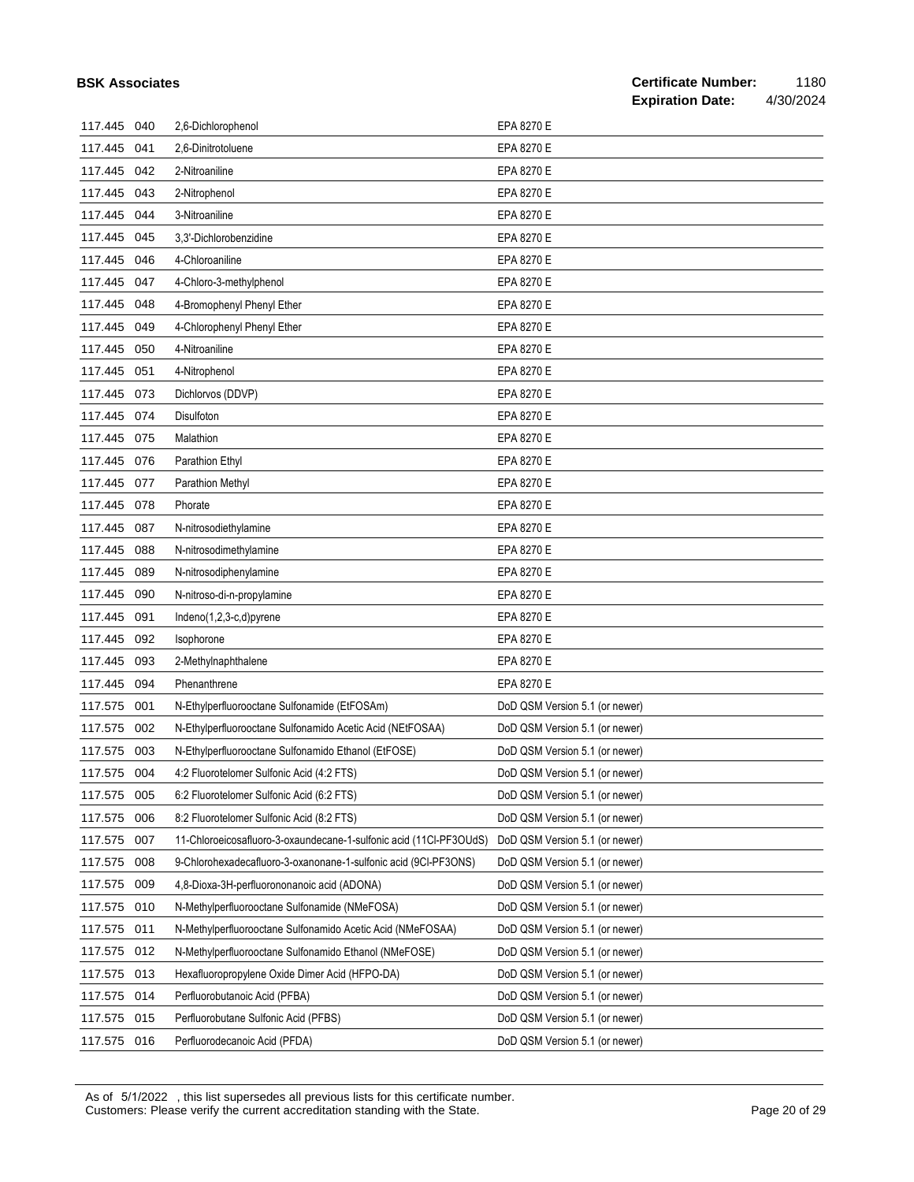| | | | |
|---|---|---|---|
| 117.445 | 040 | 2,6-Dichlorophenol | EPA 8270 E |
| 117.445 | 041 | 2,6-Dinitrotoluene | EPA 8270 E |
| 117.445 | 042 | 2-Nitroaniline | EPA 8270 E |
| 117.445 | 043 | 2-Nitrophenol | EPA 8270 E |
| 117.445 | 044 | 3-Nitroaniline | EPA 8270 E |
| 117.445 | 045 | 3,3'-Dichlorobenzidine | EPA 8270 E |
| 117.445 | 046 | 4-Chloroaniline | EPA 8270 E |
| 117.445 | 047 | 4-Chloro-3-methylphenol | EPA 8270 E |
| 117.445 | 048 | 4-Bromophenyl Phenyl Ether | EPA 8270 E |
| 117.445 | 049 | 4-Chlorophenyl Phenyl Ether | EPA 8270 E |
| 117.445 | 050 | 4-Nitroaniline | EPA 8270 E |
| 117.445 | 051 | 4-Nitrophenol | EPA 8270 E |
| 117.445 | 073 | Dichlorvos (DDVP) | EPA 8270 E |
| 117.445 | 074 | Disulfoton | EPA 8270 E |
| 117.445 | 075 | Malathion | EPA 8270 E |
| 117.445 | 076 | Parathion Ethyl | EPA 8270 E |
| 117.445 | 077 | Parathion Methyl | EPA 8270 E |
| 117.445 | 078 | Phorate | EPA 8270 E |
| 117.445 | 087 | N-nitrosodiethylamine | EPA 8270 E |
| 117.445 | 088 | N-nitrosodimethylamine | EPA 8270 E |
| 117.445 | 089 | N-nitrosodiphenylamine | EPA 8270 E |
| 117.445 | 090 | N-nitroso-di-n-propylamine | EPA 8270 E |
| 117.445 | 091 | Indeno(1,2,3-c,d)pyrene | EPA 8270 E |
| 117.445 | 092 | Isophorone | EPA 8270 E |
| 117.445 | 093 | 2-Methylnaphthalene | EPA 8270 E |
| 117.445 | 094 | Phenanthrene | EPA 8270 E |
| 117.575 | 001 | N-Ethylperfluorooctane Sulfonamide (EtFOSAm) | DoD QSM Version 5.1 (or newer) |
| 117.575 | 002 | N-Ethylperfluorooctane Sulfonamido Acetic Acid (NEtFOSAA) | DoD QSM Version 5.1 (or newer) |
| 117.575 | 003 | N-Ethylperfluorooctane Sulfonamido Ethanol (EtFOSE) | DoD QSM Version 5.1 (or newer) |
| 117.575 | 004 | 4:2 Fluorotelomer Sulfonic Acid (4:2 FTS) | DoD QSM Version 5.1 (or newer) |
| 117.575 | 005 | 6:2 Fluorotelomer Sulfonic Acid (6:2 FTS) | DoD QSM Version 5.1 (or newer) |
| 117.575 | 006 | 8:2 Fluorotelomer Sulfonic Acid (8:2 FTS) | DoD QSM Version 5.1 (or newer) |
| 117.575 | 007 | 11-Chloroeicosafluoro-3-oxaundecane-1-sulfonic acid (11Cl-PF3OUdS) | DoD QSM Version 5.1 (or newer) |
| 117.575 | 008 | 9-Chlorohexadecafluoro-3-oxanonane-1-sulfonic acid (9Cl-PF3ONS) | DoD QSM Version 5.1 (or newer) |
| 117.575 | 009 | 4,8-Dioxa-3H-perfluorononanoic acid (ADONA) | DoD QSM Version 5.1 (or newer) |
| 117.575 | 010 | N-Methylperfluorooctane Sulfonamide (NMeFOSA) | DoD QSM Version 5.1 (or newer) |
| 117.575 | 011 | N-Methylperfluorooctane Sulfonamido Acetic Acid (NMeFOSAA) | DoD QSM Version 5.1 (or newer) |
| 117.575 | 012 | N-Methylperfluorooctane Sulfonamido Ethanol (NMeFOSE) | DoD QSM Version 5.1 (or newer) |
| 117.575 | 013 | Hexafluoropropylene Oxide Dimer Acid (HFPO-DA) | DoD QSM Version 5.1 (or newer) |
| 117.575 | 014 | Perfluorobutanoic Acid (PFBA) | DoD QSM Version 5.1 (or newer) |
| 117.575 | 015 | Perfluorobutane Sulfonic Acid (PFBS) | DoD QSM Version 5.1 (or newer) |
| 117.575 | 016 | Perfluorodecanoic Acid (PFDA) | DoD QSM Version 5.1 (or newer) |

As of 5/1/2022 , this list supersedes all previous lists for this certificate number.
Customers: Please verify the current accreditation standing with the State.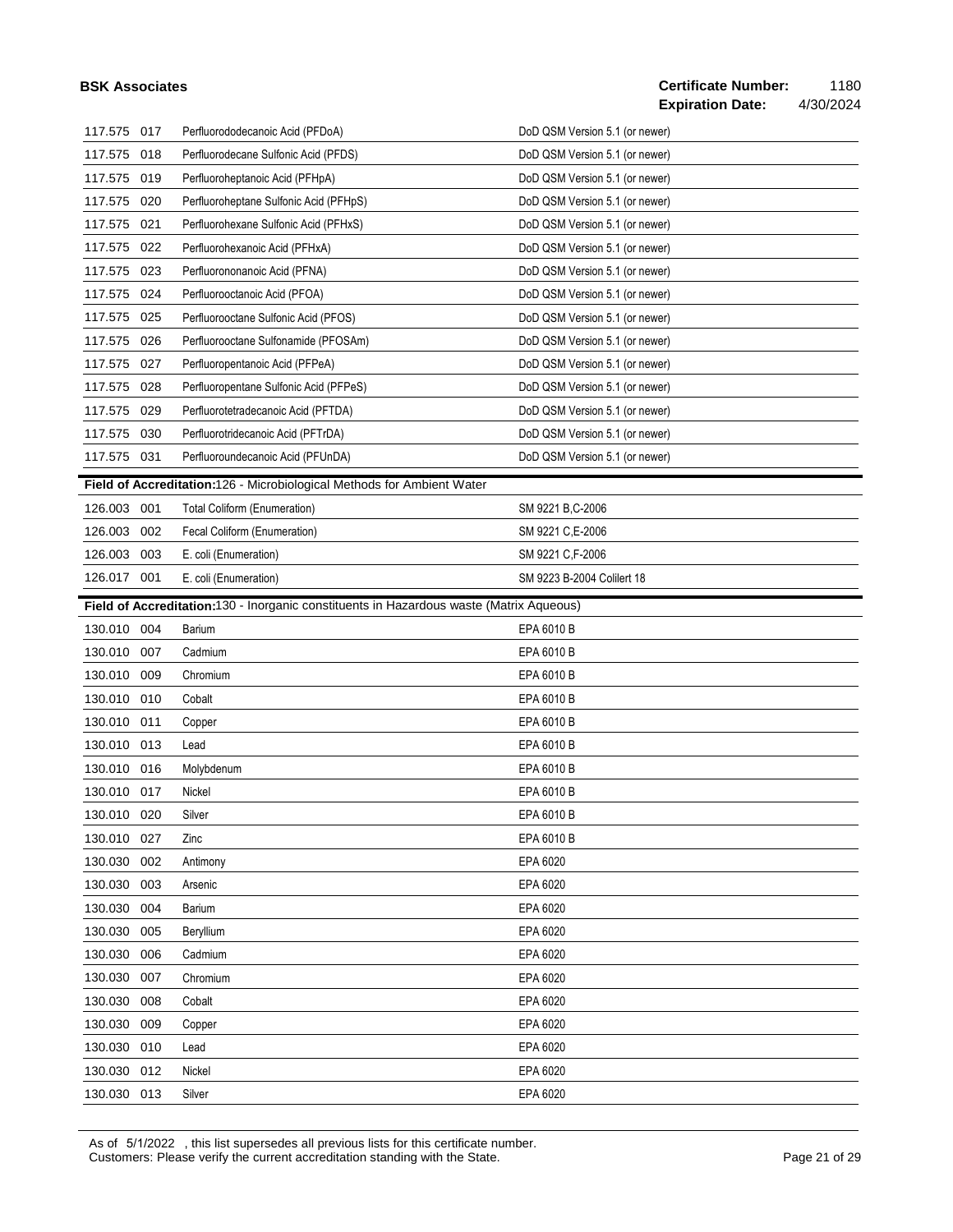| | | | |
|---|---|---|---|
| 117.575 | 017 | Perfluorododecanoic Acid (PFDoA) | DoD QSM Version 5.1 (or newer) |
| 117.575 | 018 | Perfluorodecane Sulfonic Acid (PFDS) | DoD QSM Version 5.1 (or newer) |
| 117.575 | 019 | Perfluoroheptanoic Acid (PFHpA) | DoD QSM Version 5.1 (or newer) |
| 117.575 | 020 | Perfluoroheptane Sulfonic Acid (PFHpS) | DoD QSM Version 5.1 (or newer) |
| 117.575 | 021 | Perfluorohexane Sulfonic Acid (PFHxS) | DoD QSM Version 5.1 (or newer) |
| 117.575 | 022 | Perfluorohexanoic Acid (PFHxA) | DoD QSM Version 5.1 (or newer) |
| 117.575 | 023 | Perfluorononanoic Acid (PFNA) | DoD QSM Version 5.1 (or newer) |
| 117.575 | 024 | Perfluorooctanoic Acid (PFOA) | DoD QSM Version 5.1 (or newer) |
| 117.575 | 025 | Perfluorooctane Sulfonic Acid (PFOS) | DoD QSM Version 5.1 (or newer) |
| 117.575 | 026 | Perfluorooctane Sulfonamide (PFOSAm) | DoD QSM Version 5.1 (or newer) |
| 117.575 | 027 | Perfluoropentanoic Acid (PFPeA) | DoD QSM Version 5.1 (or newer) |
| 117.575 | 028 | Perfluoropentane Sulfonic Acid (PFPeS) | DoD QSM Version 5.1 (or newer) |
| 117.575 | 029 | Perfluorotetradecanoic Acid (PFTDA) | DoD QSM Version 5.1 (or newer) |
| 117.575 | 030 | Perfluorotridecanoic Acid (PFTrDA) | DoD QSM Version 5.1 (or newer) |
| 117.575 | 031 | Perfluoroundecanoic Acid (PFUnDA) | DoD QSM Version 5.1 (or newer) |

**Field of Accreditation:**126 - Microbiological Methods for Ambient Water

| | | | |
|---|---|---|---|
| 126.003 | 001 | Total Coliform (Enumeration) | SM 9221 B,C-2006 |
| 126.003 | 002 | Fecal Coliform (Enumeration) | SM 9221 C,E-2006 |
| 126.003 | 003 | E. coli (Enumeration) | SM 9221 C,F-2006 |
| 126.017 | 001 | E. coli (Enumeration) | SM 9223 B-2004 Colilert 18 |

**Field of Accreditation:**130 - Inorganic constituents in Hazardous waste (Matrix Aqueous)

| | | | |
|---|---|---|---|
| 130.010 | 004 | Barium | EPA 6010 B |
| 130.010 | 007 | Cadmium | EPA 6010 B |
| 130.010 | 009 | Chromium | EPA 6010 B |
| 130.010 | 010 | Cobalt | EPA 6010 B |
| 130.010 | 011 | Copper | EPA 6010 B |
| 130.010 | 013 | Lead | EPA 6010 B |
| 130.010 | 016 | Molybdenum | EPA 6010 B |
| 130.010 | 017 | Nickel | EPA 6010 B |
| 130.010 | 020 | Silver | EPA 6010 B |
| 130.010 | 027 | Zinc | EPA 6010 B |
| 130.030 | 002 | Antimony | EPA 6020 |
| 130.030 | 003 | Arsenic | EPA 6020 |
| 130.030 | 004 | Barium | EPA 6020 |
| 130.030 | 005 | Beryllium | EPA 6020 |
| 130.030 | 006 | Cadmium | EPA 6020 |
| 130.030 | 007 | Chromium | EPA 6020 |
| 130.030 | 008 | Cobalt | EPA 6020 |
| 130.030 | 009 | Copper | EPA 6020 |
| 130.030 | 010 | Lead | EPA 6020 |
| 130.030 | 012 | Nickel | EPA 6020 |
| 130.030 | 013 | Silver | EPA 6020 |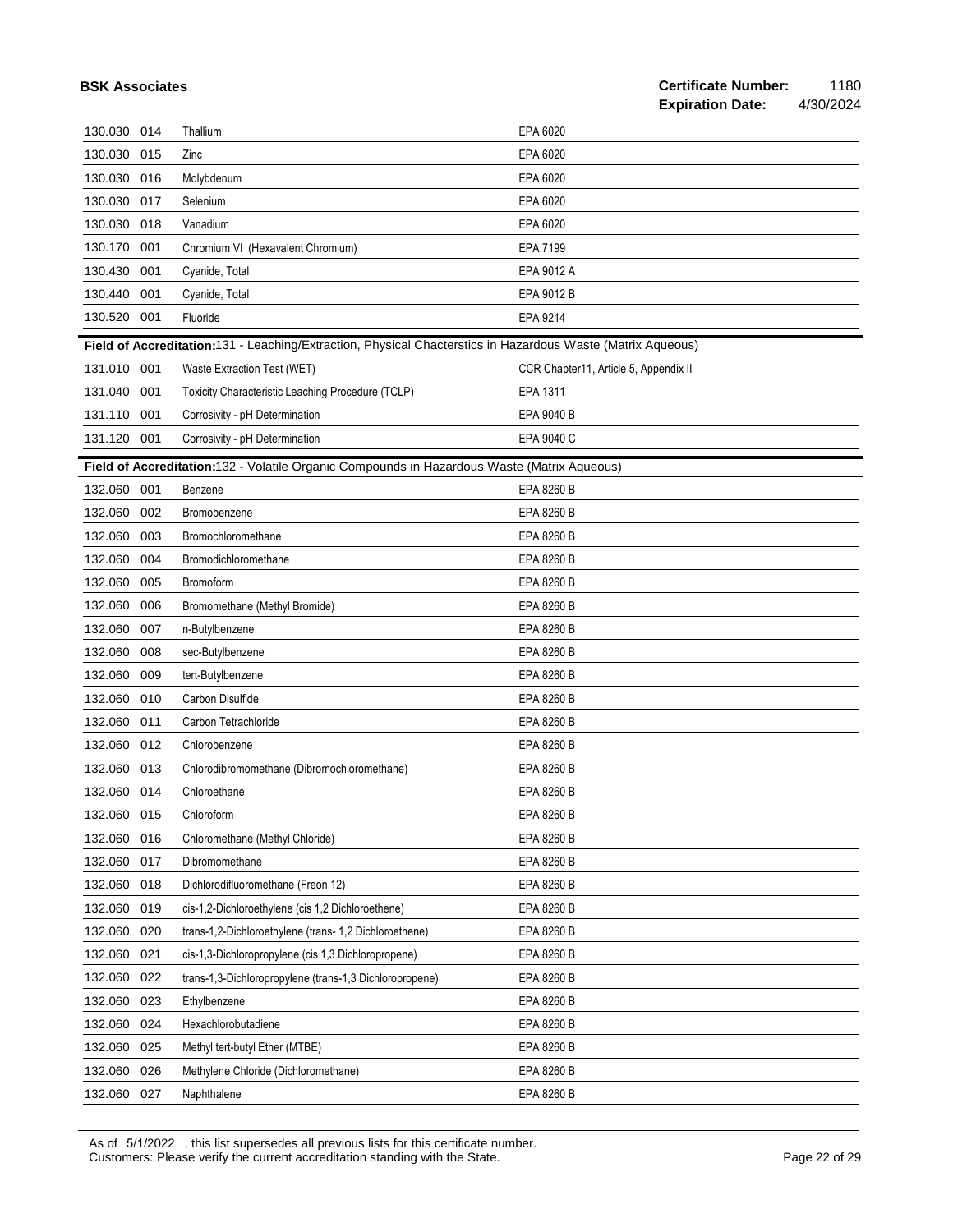| | | | |
|---|---|---|---|
| 130.030 | 014 | Thallium | EPA 6020 |
| 130.030 | 015 | Zinc | EPA 6020 |
| 130.030 | 016 | Molybdenum | EPA 6020 |
| 130.030 | 017 | Selenium | EPA 6020 |
| 130.030 | 018 | Vanadium | EPA 6020 |
| 130.170 | 001 | Chromium VI (Hexavalent Chromium) | EPA 7199 |
| 130.430 | 001 | Cyanide, Total | EPA 9012 A |
| 130.440 | 001 | Cyanide, Total | EPA 9012 B |
| 130.520 | 001 | Fluoride | EPA 9214 |

**Field of Accreditation:**131 - Leaching/Extraction, Physical Chacterstics in Hazardous Waste (Matrix Aqueous)

| | | | |
|---|---|---|---|
| 131.010 | 001 | Waste Extraction Test (WET) | CCR Chapter11, Article 5, Appendix II |
| 131.040 | 001 | Toxicity Characteristic Leaching Procedure (TCLP) | EPA 1311 |
| 131.110 | 001 | Corrosivity - pH Determination | EPA 9040 B |
| 131.120 | 001 | Corrosivity - pH Determination | EPA 9040 C |

**Field of Accreditation:**132 - Volatile Organic Compounds in Hazardous Waste (Matrix Aqueous)

| | | | |
|---|---|---|---|
| 132.060 | 001 | Benzene | EPA 8260 B |
| 132.060 | 002 | Bromobenzene | EPA 8260 B |
| 132.060 | 003 | Bromochloromethane | EPA 8260 B |
| 132.060 | 004 | Bromodichloromethane | EPA 8260 B |
| 132.060 | 005 | Bromoform | EPA 8260 B |
| 132.060 | 006 | Bromomethane (Methyl Bromide) | EPA 8260 B |
| 132.060 | 007 | n-Butylbenzene | EPA 8260 B |
| 132.060 | 008 | sec-Butylbenzene | EPA 8260 B |
| 132.060 | 009 | tert-Butylbenzene | EPA 8260 B |
| 132.060 | 010 | Carbon Disulfide | EPA 8260 B |
| 132.060 | 011 | Carbon Tetrachloride | EPA 8260 B |
| 132.060 | 012 | Chlorobenzene | EPA 8260 B |
| 132.060 | 013 | Chlorodibromomethane (Dibromochloromethane) | EPA 8260 B |
| 132.060 | 014 | Chloroethane | EPA 8260 B |
| 132.060 | 015 | Chloroform | EPA 8260 B |
| 132.060 | 016 | Chloromethane (Methyl Chloride) | EPA 8260 B |
| 132.060 | 017 | Dibromomethane | EPA 8260 B |
| 132.060 | 018 | Dichlorodifluoromethane (Freon 12) | EPA 8260 B |
| 132.060 | 019 | cis-1,2-Dichloroethylene (cis 1,2 Dichloroethene) | EPA 8260 B |
| 132.060 | 020 | trans-1,2-Dichloroethylene (trans- 1,2 Dichloroethene) | EPA 8260 B |
| 132.060 | 021 | cis-1,3-Dichloropropylene (cis 1,3 Dichloropropene) | EPA 8260 B |
| 132.060 | 022 | trans-1,3-Dichloropropylene (trans-1,3 Dichloropropene) | EPA 8260 B |
| 132.060 | 023 | Ethylbenzene | EPA 8260 B |
| 132.060 | 024 | Hexachlorobutadiene | EPA 8260 B |
| 132.060 | 025 | Methyl tert-butyl Ether (MTBE) | EPA 8260 B |
| 132.060 | 026 | Methylene Chloride (Dichloromethane) | EPA 8260 B |
| 132.060 | 027 | Naphthalene | EPA 8260 B |

As of 5/1/2022 , this list supersedes all previous lists for this certificate number.
Customers: Please verify the current accreditation standing with the State.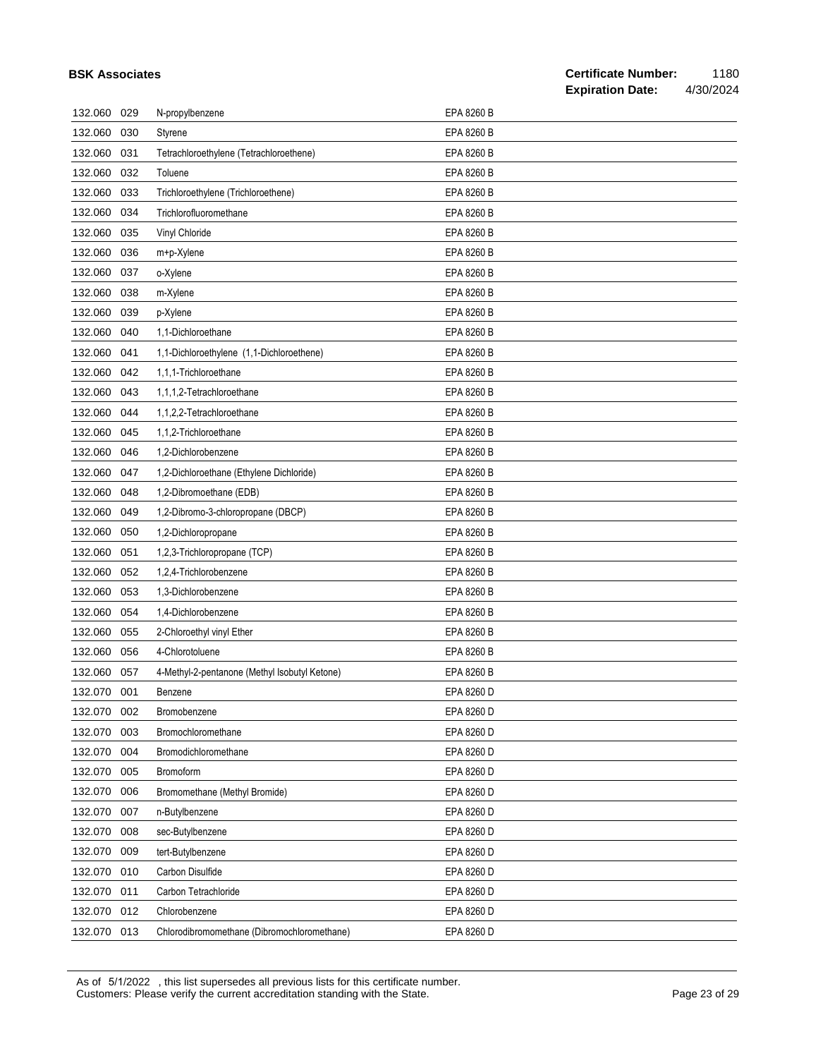| | | | |
|---|---|---|---|
| 132.060 | 029 | N-propylbenzene | EPA 8260 B |
| 132.060 | 030 | Styrene | EPA 8260 B |
| 132.060 | 031 | Tetrachloroethylene (Tetrachloroethene) | EPA 8260 B |
| 132.060 | 032 | Toluene | EPA 8260 B |
| 132.060 | 033 | Trichloroethylene (Trichloroethene) | EPA 8260 B |
| 132.060 | 034 | Trichlorofluoromethane | EPA 8260 B |
| 132.060 | 035 | Vinyl Chloride | EPA 8260 B |
| 132.060 | 036 | m+p-Xylene | EPA 8260 B |
| 132.060 | 037 | o-Xylene | EPA 8260 B |
| 132.060 | 038 | m-Xylene | EPA 8260 B |
| 132.060 | 039 | p-Xylene | EPA 8260 B |
| 132.060 | 040 | 1,1-Dichloroethane | EPA 8260 B |
| 132.060 | 041 | 1,1-Dichloroethylene (1,1-Dichloroethene) | EPA 8260 B |
| 132.060 | 042 | 1,1,1-Trichloroethane | EPA 8260 B |
| 132.060 | 043 | 1,1,1,2-Tetrachloroethane | EPA 8260 B |
| 132.060 | 044 | 1,1,2,2-Tetrachloroethane | EPA 8260 B |
| 132.060 | 045 | 1,1,2-Trichloroethane | EPA 8260 B |
| 132.060 | 046 | 1,2-Dichlorobenzene | EPA 8260 B |
| 132.060 | 047 | 1,2-Dichloroethane (Ethylene Dichloride) | EPA 8260 B |
| 132.060 | 048 | 1,2-Dibromoethane (EDB) | EPA 8260 B |
| 132.060 | 049 | 1,2-Dibromo-3-chloropropane (DBCP) | EPA 8260 B |
| 132.060 | 050 | 1,2-Dichloropropane | EPA 8260 B |
| 132.060 | 051 | 1,2,3-Trichloropropane (TCP) | EPA 8260 B |
| 132.060 | 052 | 1,2,4-Trichlorobenzene | EPA 8260 B |
| 132.060 | 053 | 1,3-Dichlorobenzene | EPA 8260 B |
| 132.060 | 054 | 1,4-Dichlorobenzene | EPA 8260 B |
| 132.060 | 055 | 2-Chloroethyl vinyl Ether | EPA 8260 B |
| 132.060 | 056 | 4-Chlorotoluene | EPA 8260 B |
| 132.060 | 057 | 4-Methyl-2-pentanone (Methyl Isobutyl Ketone) | EPA 8260 B |
| 132.070 | 001 | Benzene | EPA 8260 D |
| 132.070 | 002 | Bromobenzene | EPA 8260 D |
| 132.070 | 003 | Bromochloromethane | EPA 8260 D |
| 132.070 | 004 | Bromodichloromethane | EPA 8260 D |
| 132.070 | 005 | Bromoform | EPA 8260 D |
| 132.070 | 006 | Bromomethane (Methyl Bromide) | EPA 8260 D |
| 132.070 | 007 | n-Butylbenzene | EPA 8260 D |
| 132.070 | 008 | sec-Butylbenzene | EPA 8260 D |
| 132.070 | 009 | tert-Butylbenzene | EPA 8260 D |
| 132.070 | 010 | Carbon Disulfide | EPA 8260 D |
| 132.070 | 011 | Carbon Tetrachloride | EPA 8260 D |
| 132.070 | 012 | Chlorobenzene | EPA 8260 D |
| 132.070 | 013 | Chlorodibromomethane (Dibromochloromethane) | EPA 8260 D |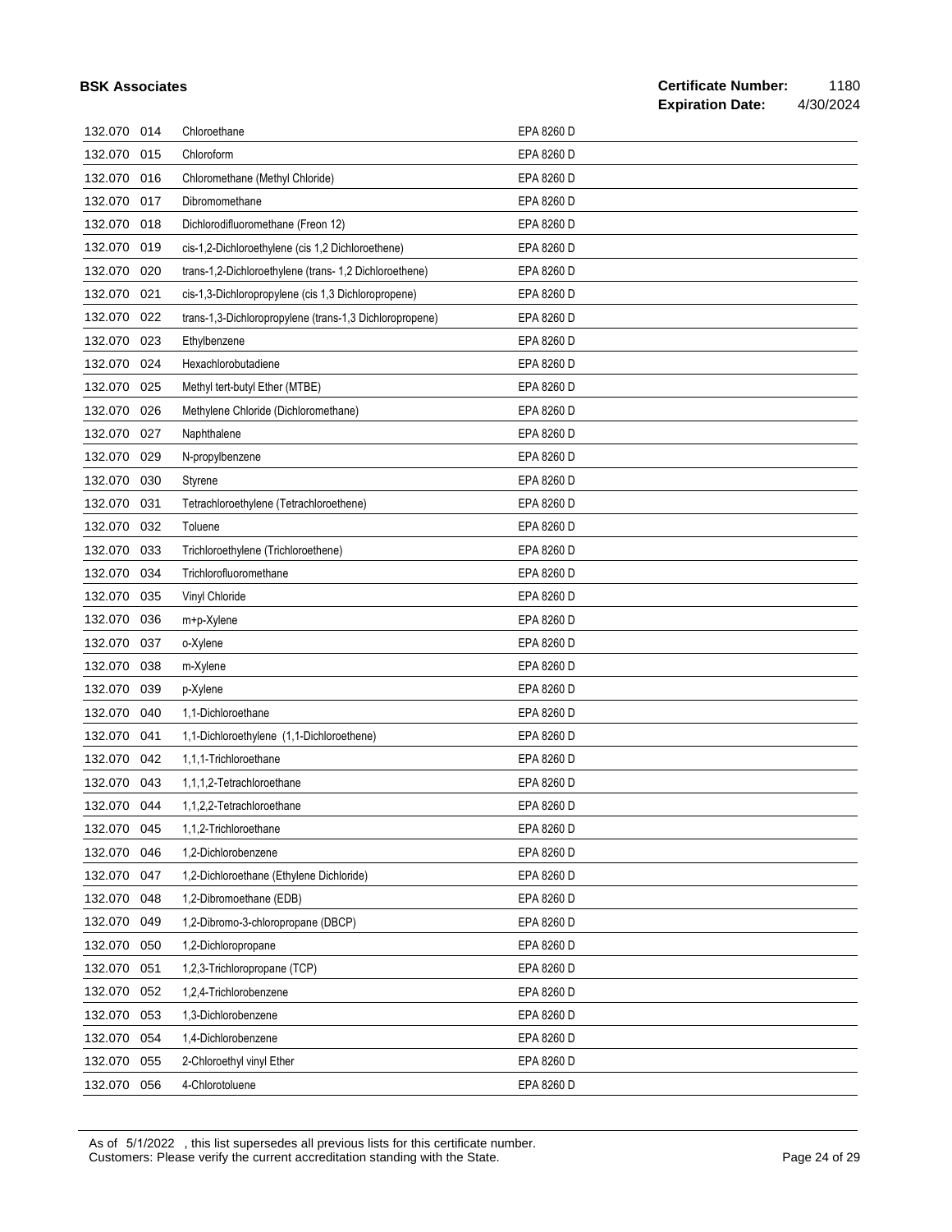| | | | |
|---|---|---|---|
| 132.070 | 014 | Chloroethane | EPA 8260 D |
| 132.070 | 015 | Chloroform | EPA 8260 D |
| 132.070 | 016 | Chloromethane (Methyl Chloride) | EPA 8260 D |
| 132.070 | 017 | Dibromomethane | EPA 8260 D |
| 132.070 | 018 | Dichlorodifluoromethane (Freon 12) | EPA 8260 D |
| 132.070 | 019 | cis-1,2-Dichloroethylene (cis 1,2 Dichloroethene) | EPA 8260 D |
| 132.070 | 020 | trans-1,2-Dichloroethylene (trans- 1,2 Dichloroethene) | EPA 8260 D |
| 132.070 | 021 | cis-1,3-Dichloropropylene (cis 1,3 Dichloropropene) | EPA 8260 D |
| 132.070 | 022 | trans-1,3-Dichloropropylene (trans-1,3 Dichloropropene) | EPA 8260 D |
| 132.070 | 023 | Ethylbenzene | EPA 8260 D |
| 132.070 | 024 | Hexachlorobutadiene | EPA 8260 D |
| 132.070 | 025 | Methyl tert-butyl Ether (MTBE) | EPA 8260 D |
| 132.070 | 026 | Methylene Chloride (Dichloromethane) | EPA 8260 D |
| 132.070 | 027 | Naphthalene | EPA 8260 D |
| 132.070 | 029 | N-propylbenzene | EPA 8260 D |
| 132.070 | 030 | Styrene | EPA 8260 D |
| 132.070 | 031 | Tetrachloroethylene (Tetrachloroethene) | EPA 8260 D |
| 132.070 | 032 | Toluene | EPA 8260 D |
| 132.070 | 033 | Trichloroethylene (Trichloroethene) | EPA 8260 D |
| 132.070 | 034 | Trichlorofluoromethane | EPA 8260 D |
| 132.070 | 035 | Vinyl Chloride | EPA 8260 D |
| 132.070 | 036 | m+p-Xylene | EPA 8260 D |
| 132.070 | 037 | o-Xylene | EPA 8260 D |
| 132.070 | 038 | m-Xylene | EPA 8260 D |
| 132.070 | 039 | p-Xylene | EPA 8260 D |
| 132.070 | 040 | 1,1-Dichloroethane | EPA 8260 D |
| 132.070 | 041 | 1,1-Dichloroethylene (1,1-Dichloroethene) | EPA 8260 D |
| 132.070 | 042 | 1,1,1-Trichloroethane | EPA 8260 D |
| 132.070 | 043 | 1,1,1,2-Tetrachloroethane | EPA 8260 D |
| 132.070 | 044 | 1,1,2,2-Tetrachloroethane | EPA 8260 D |
| 132.070 | 045 | 1,1,2-Trichloroethane | EPA 8260 D |
| 132.070 | 046 | 1,2-Dichlorobenzene | EPA 8260 D |
| 132.070 | 047 | 1,2-Dichloroethane (Ethylene Dichloride) | EPA 8260 D |
| 132.070 | 048 | 1,2-Dibromoethane (EDB) | EPA 8260 D |
| 132.070 | 049 | 1,2-Dibromo-3-chloropropane (DBCP) | EPA 8260 D |
| 132.070 | 050 | 1,2-Dichloropropane | EPA 8260 D |
| 132.070 | 051 | 1,2,3-Trichloropropane (TCP) | EPA 8260 D |
| 132.070 | 052 | 1,2,4-Trichlorobenzene | EPA 8260 D |
| 132.070 | 053 | 1,3-Dichlorobenzene | EPA 8260 D |
| 132.070 | 054 | 1,4-Dichlorobenzene | EPA 8260 D |
| 132.070 | 055 | 2-Chloroethyl vinyl Ether | EPA 8260 D |
| 132.070 | 056 | 4-Chlorotoluene | EPA 8260 D |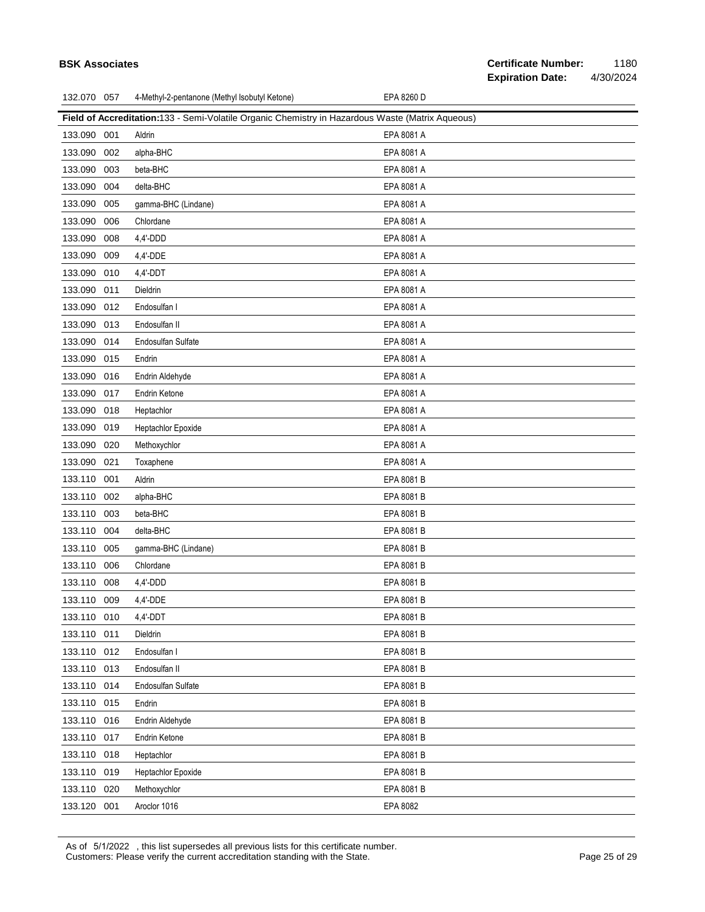| | | | |
|---|---|---|---|
| 132.070 | 057 | 4-Methyl-2-pentanone (Methyl Isobutyl Ketone) | EPA 8260 D |

**Field of Accreditation:133 - Semi-Volatile Organic Chemistry in Hazardous Waste (Matrix Aqueous)**

| | | | |
|---|---|---|---|
| 133.090 | 001 | Aldrin | EPA 8081 A |
| 133.090 | 002 | alpha-BHC | EPA 8081 A |
| 133.090 | 003 | beta-BHC | EPA 8081 A |
| 133.090 | 004 | delta-BHC | EPA 8081 A |
| 133.090 | 005 | gamma-BHC (Lindane) | EPA 8081 A |
| 133.090 | 006 | Chlordane | EPA 8081 A |
| 133.090 | 008 | 4,4'-DDD | EPA 8081 A |
| 133.090 | 009 | 4,4'-DDE | EPA 8081 A |
| 133.090 | 010 | 4,4'-DDT | EPA 8081 A |
| 133.090 | 011 | Dieldrin | EPA 8081 A |
| 133.090 | 012 | Endosulfan I | EPA 8081 A |
| 133.090 | 013 | Endosulfan II | EPA 8081 A |
| 133.090 | 014 | Endosulfan Sulfate | EPA 8081 A |
| 133.090 | 015 | Endrin | EPA 8081 A |
| 133.090 | 016 | Endrin Aldehyde | EPA 8081 A |
| 133.090 | 017 | Endrin Ketone | EPA 8081 A |
| 133.090 | 018 | Heptachlor | EPA 8081 A |
| 133.090 | 019 | Heptachlor Epoxide | EPA 8081 A |
| 133.090 | 020 | Methoxychlor | EPA 8081 A |
| 133.090 | 021 | Toxaphene | EPA 8081 A |
| 133.110 | 001 | Aldrin | EPA 8081 B |
| 133.110 | 002 | alpha-BHC | EPA 8081 B |
| 133.110 | 003 | beta-BHC | EPA 8081 B |
| 133.110 | 004 | delta-BHC | EPA 8081 B |
| 133.110 | 005 | gamma-BHC (Lindane) | EPA 8081 B |
| 133.110 | 006 | Chlordane | EPA 8081 B |
| 133.110 | 008 | 4,4'-DDD | EPA 8081 B |
| 133.110 | 009 | 4,4'-DDE | EPA 8081 B |
| 133.110 | 010 | 4,4'-DDT | EPA 8081 B |
| 133.110 | 011 | Dieldrin | EPA 8081 B |
| 133.110 | 012 | Endosulfan I | EPA 8081 B |
| 133.110 | 013 | Endosulfan II | EPA 8081 B |
| 133.110 | 014 | Endosulfan Sulfate | EPA 8081 B |
| 133.110 | 015 | Endrin | EPA 8081 B |
| 133.110 | 016 | Endrin Aldehyde | EPA 8081 B |
| 133.110 | 017 | Endrin Ketone | EPA 8081 B |
| 133.110 | 018 | Heptachlor | EPA 8081 B |
| 133.110 | 019 | Heptachlor Epoxide | EPA 8081 B |
| 133.110 | 020 | Methoxychlor | EPA 8081 B |
| 133.120 | 001 | Aroclor 1016 | EPA 8082 |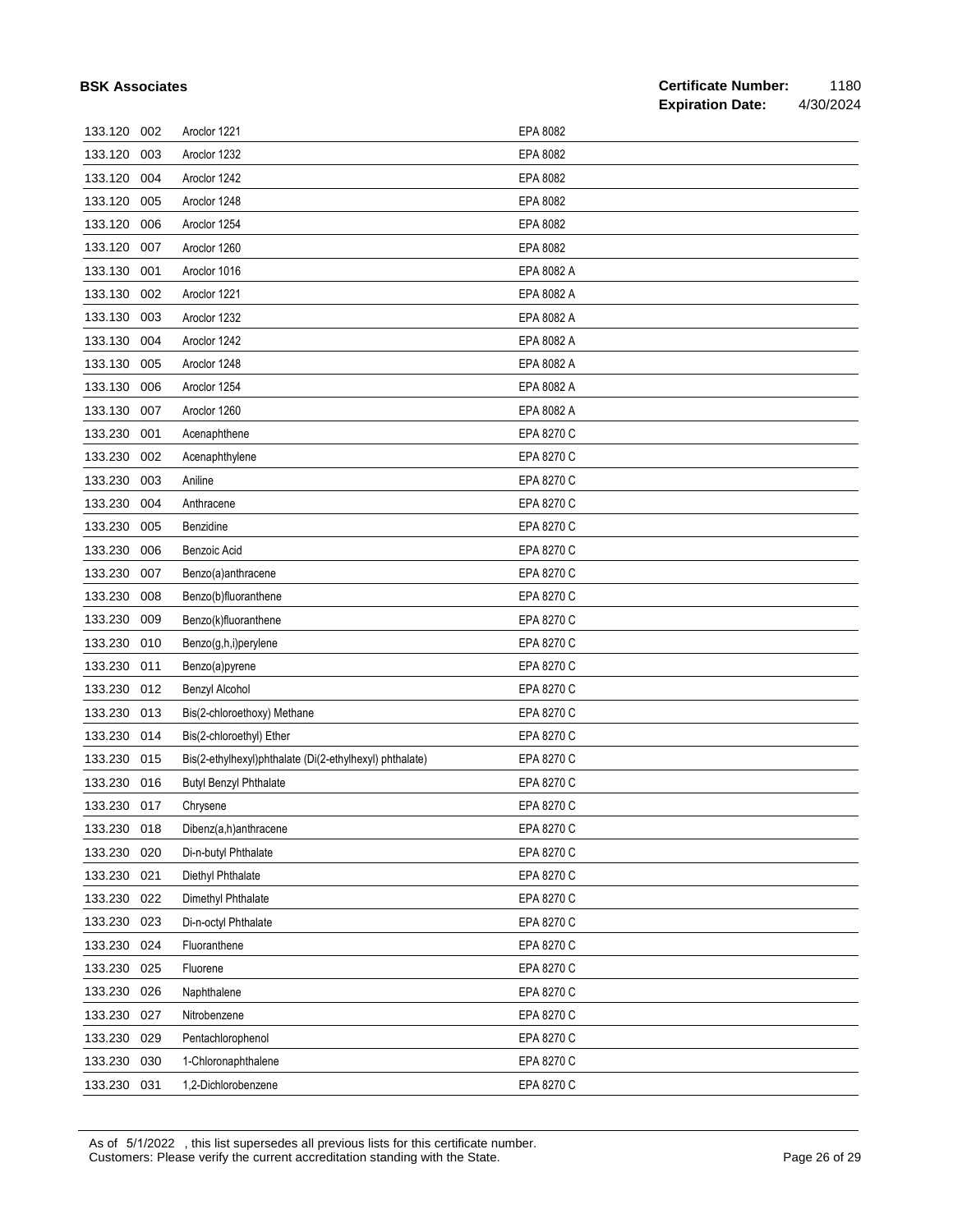| | | | |
|---|---|---|---|
| 133.120 | 002 | Aroclor 1221 | EPA 8082 |
| 133.120 | 003 | Aroclor 1232 | EPA 8082 |
| 133.120 | 004 | Aroclor 1242 | EPA 8082 |
| 133.120 | 005 | Aroclor 1248 | EPA 8082 |
| 133.120 | 006 | Aroclor 1254 | EPA 8082 |
| 133.120 | 007 | Aroclor 1260 | EPA 8082 |
| 133.130 | 001 | Aroclor 1016 | EPA 8082 A |
| 133.130 | 002 | Aroclor 1221 | EPA 8082 A |
| 133.130 | 003 | Aroclor 1232 | EPA 8082 A |
| 133.130 | 004 | Aroclor 1242 | EPA 8082 A |
| 133.130 | 005 | Aroclor 1248 | EPA 8082 A |
| 133.130 | 006 | Aroclor 1254 | EPA 8082 A |
| 133.130 | 007 | Aroclor 1260 | EPA 8082 A |
| 133.230 | 001 | Acenaphthene | EPA 8270 C |
| 133.230 | 002 | Acenaphthylene | EPA 8270 C |
| 133.230 | 003 | Aniline | EPA 8270 C |
| 133.230 | 004 | Anthracene | EPA 8270 C |
| 133.230 | 005 | Benzidine | EPA 8270 C |
| 133.230 | 006 | Benzoic Acid | EPA 8270 C |
| 133.230 | 007 | Benzo(a)anthracene | EPA 8270 C |
| 133.230 | 008 | Benzo(b)fluoranthene | EPA 8270 C |
| 133.230 | 009 | Benzo(k)fluoranthene | EPA 8270 C |
| 133.230 | 010 | Benzo(g,h,i)perylene | EPA 8270 C |
| 133.230 | 011 | Benzo(a)pyrene | EPA 8270 C |
| 133.230 | 012 | Benzyl Alcohol | EPA 8270 C |
| 133.230 | 013 | Bis(2-chloroethoxy) Methane | EPA 8270 C |
| 133.230 | 014 | Bis(2-chloroethyl) Ether | EPA 8270 C |
| 133.230 | 015 | Bis(2-ethylhexyl)phthalate (Di(2-ethylhexyl) phthalate) | EPA 8270 C |
| 133.230 | 016 | Butyl Benzyl Phthalate | EPA 8270 C |
| 133.230 | 017 | Chrysene | EPA 8270 C |
| 133.230 | 018 | Dibenz(a,h)anthracene | EPA 8270 C |
| 133.230 | 020 | Di-n-butyl Phthalate | EPA 8270 C |
| 133.230 | 021 | Diethyl Phthalate | EPA 8270 C |
| 133.230 | 022 | Dimethyl Phthalate | EPA 8270 C |
| 133.230 | 023 | Di-n-octyl Phthalate | EPA 8270 C |
| 133.230 | 024 | Fluoranthene | EPA 8270 C |
| 133.230 | 025 | Fluorene | EPA 8270 C |
| 133.230 | 026 | Naphthalene | EPA 8270 C |
| 133.230 | 027 | Nitrobenzene | EPA 8270 C |
| 133.230 | 029 | Pentachlorophenol | EPA 8270 C |
| 133.230 | 030 | 1-Chloronaphthalene | EPA 8270 C |
| 133.230 | 031 | 1,2-Dichlorobenzene | EPA 8270 C |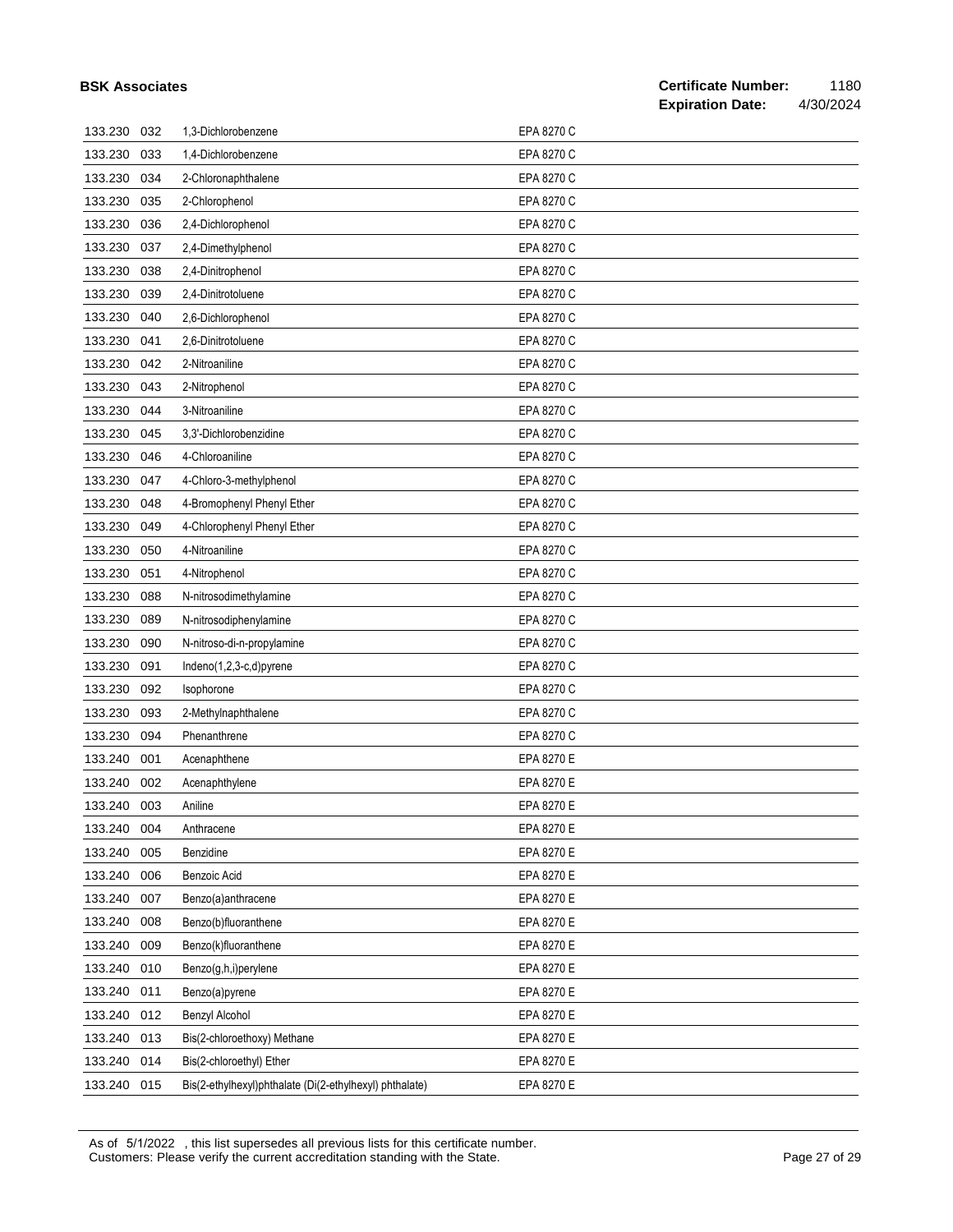| | | | |
|---|---|---|---|
| 133.230 | 032 | 1,3-Dichlorobenzene | EPA 8270 C |
| 133.230 | 033 | 1,4-Dichlorobenzene | EPA 8270 C |
| 133.230 | 034 | 2-Chloronaphthalene | EPA 8270 C |
| 133.230 | 035 | 2-Chlorophenol | EPA 8270 C |
| 133.230 | 036 | 2,4-Dichlorophenol | EPA 8270 C |
| 133.230 | 037 | 2,4-Dimethylphenol | EPA 8270 C |
| 133.230 | 038 | 2,4-Dinitrophenol | EPA 8270 C |
| 133.230 | 039 | 2,4-Dinitrotoluene | EPA 8270 C |
| 133.230 | 040 | 2,6-Dichlorophenol | EPA 8270 C |
| 133.230 | 041 | 2,6-Dinitrotoluene | EPA 8270 C |
| 133.230 | 042 | 2-Nitroaniline | EPA 8270 C |
| 133.230 | 043 | 2-Nitrophenol | EPA 8270 C |
| 133.230 | 044 | 3-Nitroaniline | EPA 8270 C |
| 133.230 | 045 | 3,3'-Dichlorobenzidine | EPA 8270 C |
| 133.230 | 046 | 4-Chloroaniline | EPA 8270 C |
| 133.230 | 047 | 4-Chloro-3-methylphenol | EPA 8270 C |
| 133.230 | 048 | 4-Bromophenyl Phenyl Ether | EPA 8270 C |
| 133.230 | 049 | 4-Chlorophenyl Phenyl Ether | EPA 8270 C |
| 133.230 | 050 | 4-Nitroaniline | EPA 8270 C |
| 133.230 | 051 | 4-Nitrophenol | EPA 8270 C |
| 133.230 | 088 | N-nitrosodimethylamine | EPA 8270 C |
| 133.230 | 089 | N-nitrosodiphenylamine | EPA 8270 C |
| 133.230 | 090 | N-nitroso-di-n-propylamine | EPA 8270 C |
| 133.230 | 091 | Indeno(1,2,3-c,d)pyrene | EPA 8270 C |
| 133.230 | 092 | Isophorone | EPA 8270 C |
| 133.230 | 093 | 2-Methylnaphthalene | EPA 8270 C |
| 133.230 | 094 | Phenanthrene | EPA 8270 C |
| 133.240 | 001 | Acenaphthene | EPA 8270 E |
| 133.240 | 002 | Acenaphthylene | EPA 8270 E |
| 133.240 | 003 | Aniline | EPA 8270 E |
| 133.240 | 004 | Anthracene | EPA 8270 E |
| 133.240 | 005 | Benzidine | EPA 8270 E |
| 133.240 | 006 | Benzoic Acid | EPA 8270 E |
| 133.240 | 007 | Benzo(a)anthracene | EPA 8270 E |
| 133.240 | 008 | Benzo(b)fluoranthene | EPA 8270 E |
| 133.240 | 009 | Benzo(k)fluoranthene | EPA 8270 E |
| 133.240 | 010 | Benzo(g,h,i)perylene | EPA 8270 E |
| 133.240 | 011 | Benzo(a)pyrene | EPA 8270 E |
| 133.240 | 012 | Benzyl Alcohol | EPA 8270 E |
| 133.240 | 013 | Bis(2-chloroethoxy) Methane | EPA 8270 E |
| 133.240 | 014 | Bis(2-chloroethyl) Ether | EPA 8270 E |
| 133.240 | 015 | Bis(2-ethylhexyl)phthalate (Di(2-ethylhexyl) phthalate) | EPA 8270 E |

As of 5/1/2022 , this list supersedes all previous lists for this certificate number.
Customers: Please verify the current accreditation standing with the State.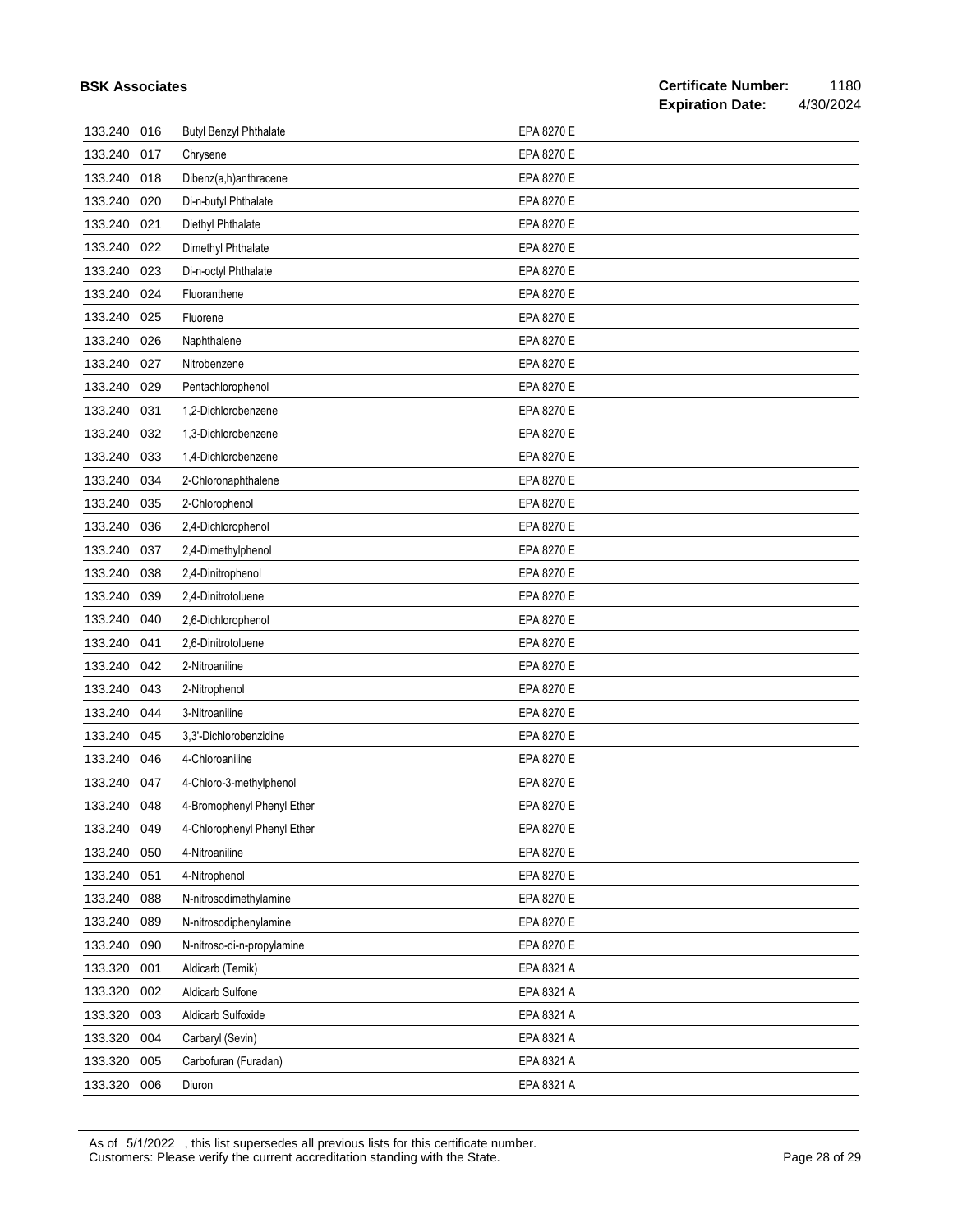| | | | |
|---|---|---|---|
| 133.240 | 016 | Butyl Benzyl Phthalate | EPA 8270 E |
| 133.240 | 017 | Chrysene | EPA 8270 E |
| 133.240 | 018 | Dibenz(a,h)anthracene | EPA 8270 E |
| 133.240 | 020 | Di-n-butyl Phthalate | EPA 8270 E |
| 133.240 | 021 | Diethyl Phthalate | EPA 8270 E |
| 133.240 | 022 | Dimethyl Phthalate | EPA 8270 E |
| 133.240 | 023 | Di-n-octyl Phthalate | EPA 8270 E |
| 133.240 | 024 | Fluoranthene | EPA 8270 E |
| 133.240 | 025 | Fluorene | EPA 8270 E |
| 133.240 | 026 | Naphthalene | EPA 8270 E |
| 133.240 | 027 | Nitrobenzene | EPA 8270 E |
| 133.240 | 029 | Pentachlorophenol | EPA 8270 E |
| 133.240 | 031 | 1,2-Dichlorobenzene | EPA 8270 E |
| 133.240 | 032 | 1,3-Dichlorobenzene | EPA 8270 E |
| 133.240 | 033 | 1,4-Dichlorobenzene | EPA 8270 E |
| 133.240 | 034 | 2-Chloronaphthalene | EPA 8270 E |
| 133.240 | 035 | 2-Chlorophenol | EPA 8270 E |
| 133.240 | 036 | 2,4-Dichlorophenol | EPA 8270 E |
| 133.240 | 037 | 2,4-Dimethylphenol | EPA 8270 E |
| 133.240 | 038 | 2,4-Dinitrophenol | EPA 8270 E |
| 133.240 | 039 | 2,4-Dinitrotoluene | EPA 8270 E |
| 133.240 | 040 | 2,6-Dichlorophenol | EPA 8270 E |
| 133.240 | 041 | 2,6-Dinitrotoluene | EPA 8270 E |
| 133.240 | 042 | 2-Nitroaniline | EPA 8270 E |
| 133.240 | 043 | 2-Nitrophenol | EPA 8270 E |
| 133.240 | 044 | 3-Nitroaniline | EPA 8270 E |
| 133.240 | 045 | 3,3'-Dichlorobenzidine | EPA 8270 E |
| 133.240 | 046 | 4-Chloroaniline | EPA 8270 E |
| 133.240 | 047 | 4-Chloro-3-methylphenol | EPA 8270 E |
| 133.240 | 048 | 4-Bromophenyl Phenyl Ether | EPA 8270 E |
| 133.240 | 049 | 4-Chlorophenyl Phenyl Ether | EPA 8270 E |
| 133.240 | 050 | 4-Nitroaniline | EPA 8270 E |
| 133.240 | 051 | 4-Nitrophenol | EPA 8270 E |
| 133.240 | 088 | N-nitrosodimethylamine | EPA 8270 E |
| 133.240 | 089 | N-nitrosodiphenylamine | EPA 8270 E |
| 133.240 | 090 | N-nitroso-di-n-propylamine | EPA 8270 E |
| 133.320 | 001 | Aldicarb (Temik) | EPA 8321 A |
| 133.320 | 002 | Aldicarb Sulfone | EPA 8321 A |
| 133.320 | 003 | Aldicarb Sulfoxide | EPA 8321 A |
| 133.320 | 004 | Carbaryl (Sevin) | EPA 8321 A |
| 133.320 | 005 | Carbofuran (Furadan) | EPA 8321 A |
| 133.320 | 006 | Diuron | EPA 8321 A |

As of 5/1/2022 , this list supersedes all previous lists for this certificate number.
Customers: Please verify the current accreditation standing with the State.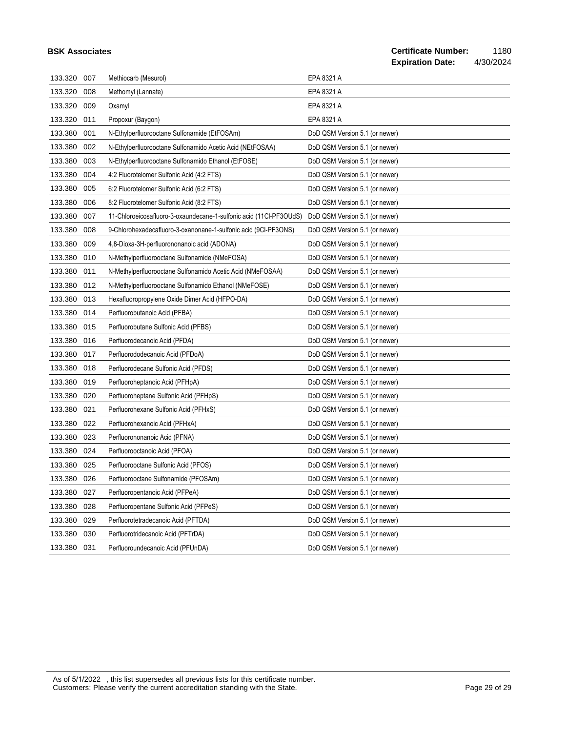| | | | |
|---|---|---|---|
| 133.320 | 007 | Methiocarb (Mesurol) | EPA 8321 A |
| 133.320 | 008 | Methomyl (Lannate) | EPA 8321 A |
| 133.320 | 009 | Oxamyl | EPA 8321 A |
| 133.320 | 011 | Propoxur (Baygon) | EPA 8321 A |
| 133.380 | 001 | N-Ethylperfluorooctane Sulfonamide (EtFOSAm) | DoD QSM Version 5.1 (or newer) |
| 133.380 | 002 | N-Ethylperfluorooctane Sulfonamido Acetic Acid (NEtFOSAA) | DoD QSM Version 5.1 (or newer) |
| 133.380 | 003 | N-Ethylperfluorooctane Sulfonamido Ethanol (EtFOSE) | DoD QSM Version 5.1 (or newer) |
| 133.380 | 004 | 4:2 Fluorotelomer Sulfonic Acid (4:2 FTS) | DoD QSM Version 5.1 (or newer) |
| 133.380 | 005 | 6:2 Fluorotelomer Sulfonic Acid (6:2 FTS) | DoD QSM Version 5.1 (or newer) |
| 133.380 | 006 | 8:2 Fluorotelomer Sulfonic Acid (8:2 FTS) | DoD QSM Version 5.1 (or newer) |
| 133.380 | 007 | 11-Chloroeicosafluoro-3-oxaundecane-1-sulfonic acid (11Cl-PF3OUdS) | DoD QSM Version 5.1 (or newer) |
| 133.380 | 008 | 9-Chlorohexadecafluoro-3-oxanonane-1-sulfonic acid (9Cl-PF3ONS) | DoD QSM Version 5.1 (or newer) |
| 133.380 | 009 | 4,8-Dioxa-3H-perfluorononanoic acid (ADONA) | DoD QSM Version 5.1 (or newer) |
| 133.380 | 010 | N-Methylperfluorooctane Sulfonamide (NMeFOSA) | DoD QSM Version 5.1 (or newer) |
| 133.380 | 011 | N-Methylperfluorooctane Sulfonamido Acetic Acid (NMeFOSAA) | DoD QSM Version 5.1 (or newer) |
| 133.380 | 012 | N-Methylperfluorooctane Sulfonamido Ethanol (NMeFOSE) | DoD QSM Version 5.1 (or newer) |
| 133.380 | 013 | Hexafluoropropylene Oxide Dimer Acid (HFPO-DA) | DoD QSM Version 5.1 (or newer) |
| 133.380 | 014 | Perfluorobutanoic Acid (PFBA) | DoD QSM Version 5.1 (or newer) |
| 133.380 | 015 | Perfluorobutane Sulfonic Acid (PFBS) | DoD QSM Version 5.1 (or newer) |
| 133.380 | 016 | Perfluorodecanoic Acid (PFDA) | DoD QSM Version 5.1 (or newer) |
| 133.380 | 017 | Perfluorododecanoic Acid (PFDoA) | DoD QSM Version 5.1 (or newer) |
| 133.380 | 018 | Perfluorodecane Sulfonic Acid (PFDS) | DoD QSM Version 5.1 (or newer) |
| 133.380 | 019 | Perfluoroheptanoic Acid (PFHpA) | DoD QSM Version 5.1 (or newer) |
| 133.380 | 020 | Perfluoroheptane Sulfonic Acid (PFHpS) | DoD QSM Version 5.1 (or newer) |
| 133.380 | 021 | Perfluorohexane Sulfonic Acid (PFHxS) | DoD QSM Version 5.1 (or newer) |
| 133.380 | 022 | Perfluorohexanoic Acid (PFHxA) | DoD QSM Version 5.1 (or newer) |
| 133.380 | 023 | Perfluorononanoic Acid (PFNA) | DoD QSM Version 5.1 (or newer) |
| 133.380 | 024 | Perfluorooctanoic Acid (PFOA) | DoD QSM Version 5.1 (or newer) |
| 133.380 | 025 | Perfluorooctane Sulfonic Acid (PFOS) | DoD QSM Version 5.1 (or newer) |
| 133.380 | 026 | Perfluorooctane Sulfonamide (PFOSAm) | DoD QSM Version 5.1 (or newer) |
| 133.380 | 027 | Perfluoropentanoic Acid (PFPeA) | DoD QSM Version 5.1 (or newer) |
| 133.380 | 028 | Perfluoropentane Sulfonic Acid (PFPeS) | DoD QSM Version 5.1 (or newer) |
| 133.380 | 029 | Perfluorotetradecanoic Acid (PFTDA) | DoD QSM Version 5.1 (or newer) |
| 133.380 | 030 | Perfluorotridecanoic Acid (PFTrDA) | DoD QSM Version 5.1 (or newer) |
| 133.380 | 031 | Perfluoroundecanoic Acid (PFUnDA) | DoD QSM Version 5.1 (or newer) |